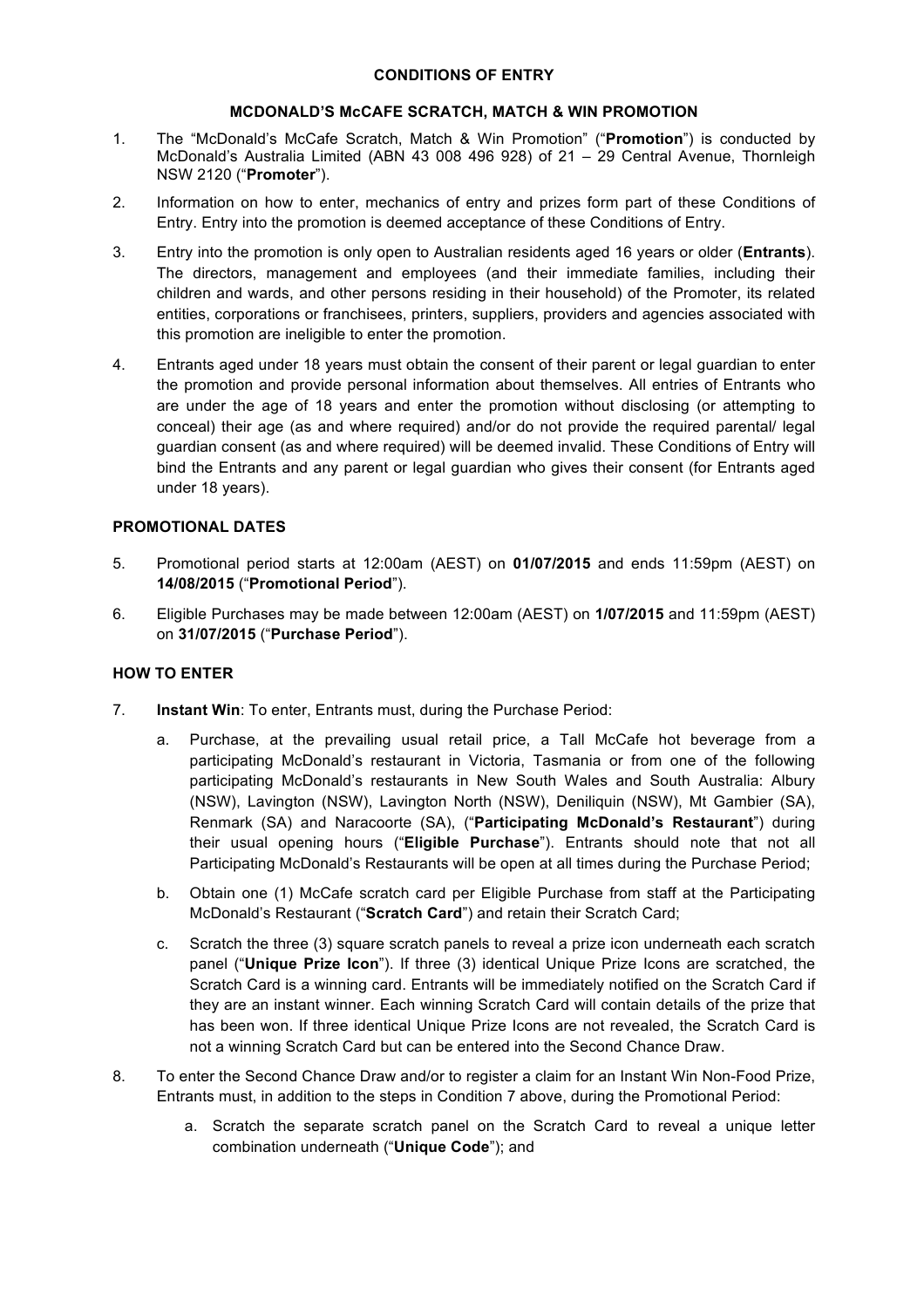**CONDITIONS OF ENTRY**

**MCDONALD'S McCAFE SCRATCH, MATCH & WIN PROMOTION**

1. The "McDonald's McCafe Scratch, Match & Win Promotion" ("**Promotion**") is conducted by McDonald's Australia Limited (ABN 43 008 496 928) of 21 – 29 Central Avenue, Thornleigh NSW 2120 ("**Promoter**").

2. Information on how to enter, mechanics of entry and prizes form part of these Conditions of Entry. Entry into the promotion is deemed acceptance of these Conditions of Entry.

3. Entry into the promotion is only open to Australian residents aged 16 years or older (**Entrants**). The directors, management and employees (and their immediate families, including their children and wards, and other persons residing in their household) of the Promoter, its related entities, corporations or franchisees, printers, suppliers, providers and agencies associated with this promotion are ineligible to enter the promotion.

4. Entrants aged under 18 years must obtain the consent of their parent or legal guardian to enter the promotion and provide personal information about themselves. All entries of Entrants who are under the age of 18 years and enter the promotion without disclosing (or attempting to conceal) their age (as and where required) and/or do not provide the required parental/ legal guardian consent (as and where required) will be deemed invalid. These Conditions of Entry will bind the Entrants and any parent or legal guardian who gives their consent (for Entrants aged under 18 years).

**PROMOTIONAL DATES**

5. Promotional period starts at 12:00am (AEST) on **01/07/2015** and ends 11:59pm (AEST) on **14/08/2015** ("**Promotional Period**").

6. Eligible Purchases may be made between 12:00am (AEST) on **1/07/2015** and 11:59pm (AEST) on **31/07/2015** ("**Purchase Period**").

**HOW TO ENTER**

7. **Instant Win**: To enter, Entrants must, during the Purchase Period:

   a. Purchase, at the prevailing usual retail price, a Tall McCafe hot beverage from a participating McDonald's restaurant in Victoria, Tasmania or from one of the following participating McDonald's restaurants in New South Wales and South Australia: Albury (NSW), Lavington (NSW), Lavington North (NSW), Deniliquin (NSW), Mt Gambier (SA), Renmark (SA) and Naracoorte (SA), ("**Participating McDonald's Restaurant**") during their usual opening hours ("**Eligible Purchase**"). Entrants should note that not all Participating McDonald's Restaurants will be open at all times during the Purchase Period;

   b. Obtain one (1) McCafe scratch card per Eligible Purchase from staff at the Participating McDonald's Restaurant ("**Scratch Card**") and retain their Scratch Card;

   c. Scratch the three (3) square scratch panels to reveal a prize icon underneath each scratch panel ("**Unique Prize Icon**"). If three (3) identical Unique Prize Icons are scratched, the Scratch Card is a winning card. Entrants will be immediately notified on the Scratch Card if they are an instant winner. Each winning Scratch Card will contain details of the prize that has been won. If three identical Unique Prize Icons are not revealed, the Scratch Card is not a winning Scratch Card but can be entered into the Second Chance Draw.

8. To enter the Second Chance Draw and/or to register a claim for an Instant Win Non-Food Prize, Entrants must, in addition to the steps in Condition 7 above, during the Promotional Period:

   a. Scratch the separate scratch panel on the Scratch Card to reveal a unique letter combination underneath ("**Unique Code**"); and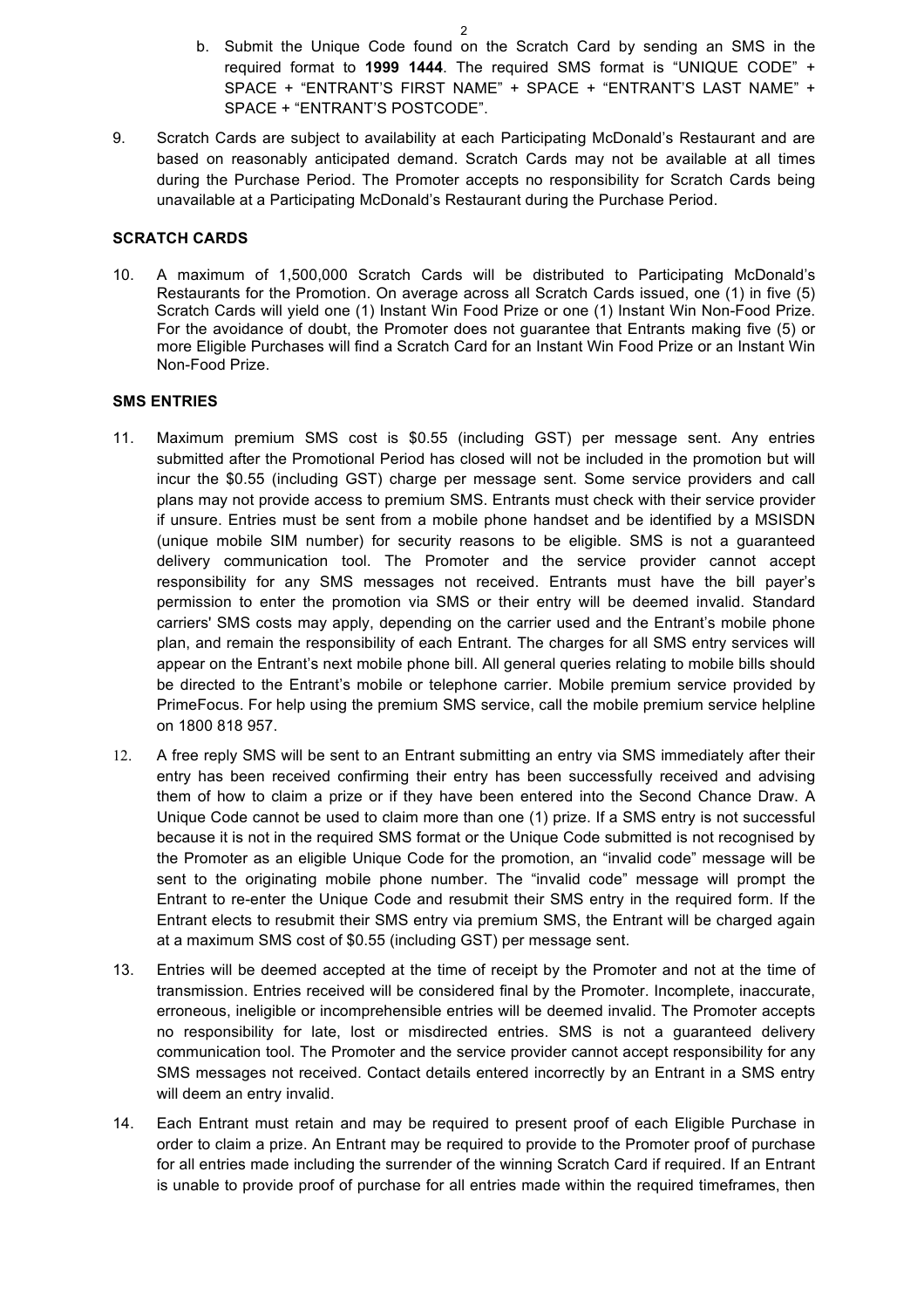b. Submit the Unique Code found on the Scratch Card by sending an SMS in the required format to **1999 1444**. The required SMS format is "UNIQUE CODE" + SPACE + "ENTRANT'S FIRST NAME" + SPACE + "ENTRANT'S LAST NAME" + SPACE + "ENTRANT'S POSTCODE".

9. Scratch Cards are subject to availability at each Participating McDonald's Restaurant and are based on reasonably anticipated demand. Scratch Cards may not be available at all times during the Purchase Period. The Promoter accepts no responsibility for Scratch Cards being unavailable at a Participating McDonald's Restaurant during the Purchase Period.

**SCRATCH CARDS**

10. A maximum of 1,500,000 Scratch Cards will be distributed to Participating McDonald's Restaurants for the Promotion. On average across all Scratch Cards issued, one (1) in five (5) Scratch Cards will yield one (1) Instant Win Food Prize or one (1) Instant Win Non-Food Prize. For the avoidance of doubt, the Promoter does not guarantee that Entrants making five (5) or more Eligible Purchases will find a Scratch Card for an Instant Win Food Prize or an Instant Win Non-Food Prize.

**SMS ENTRIES**

11. Maximum premium SMS cost is $0.55 (including GST) per message sent. Any entries submitted after the Promotional Period has closed will not be included in the promotion but will incur the $0.55 (including GST) charge per message sent. Some service providers and call plans may not provide access to premium SMS. Entrants must check with their service provider if unsure. Entries must be sent from a mobile phone handset and be identified by a MSISDN (unique mobile SIM number) for security reasons to be eligible. SMS is not a guaranteed delivery communication tool. The Promoter and the service provider cannot accept responsibility for any SMS messages not received. Entrants must have the bill payer's permission to enter the promotion via SMS or their entry will be deemed invalid. Standard carriers' SMS costs may apply, depending on the carrier used and the Entrant's mobile phone plan, and remain the responsibility of each Entrant. The charges for all SMS entry services will appear on the Entrant's next mobile phone bill. All general queries relating to mobile bills should be directed to the Entrant's mobile or telephone carrier. Mobile premium service provided by PrimeFocus. For help using the premium SMS service, call the mobile premium service helpline on 1800 818 957.

12. A free reply SMS will be sent to an Entrant submitting an entry via SMS immediately after their entry has been received confirming their entry has been successfully received and advising them of how to claim a prize or if they have been entered into the Second Chance Draw. A Unique Code cannot be used to claim more than one (1) prize. If a SMS entry is not successful because it is not in the required SMS format or the Unique Code submitted is not recognised by the Promoter as an eligible Unique Code for the promotion, an "invalid code" message will be sent to the originating mobile phone number. The "invalid code" message will prompt the Entrant to re-enter the Unique Code and resubmit their SMS entry in the required form. If the Entrant elects to resubmit their SMS entry via premium SMS, the Entrant will be charged again at a maximum SMS cost of $0.55 (including GST) per message sent.

13. Entries will be deemed accepted at the time of receipt by the Promoter and not at the time of transmission. Entries received will be considered final by the Promoter. Incomplete, inaccurate, erroneous, ineligible or incomprehensible entries will be deemed invalid. The Promoter accepts no responsibility for late, lost or misdirected entries. SMS is not a guaranteed delivery communication tool. The Promoter and the service provider cannot accept responsibility for any SMS messages not received. Contact details entered incorrectly by an Entrant in a SMS entry will deem an entry invalid.

14. Each Entrant must retain and may be required to present proof of each Eligible Purchase in order to claim a prize. An Entrant may be required to provide to the Promoter proof of purchase for all entries made including the surrender of the winning Scratch Card if required. If an Entrant is unable to provide proof of purchase for all entries made within the required timeframes, then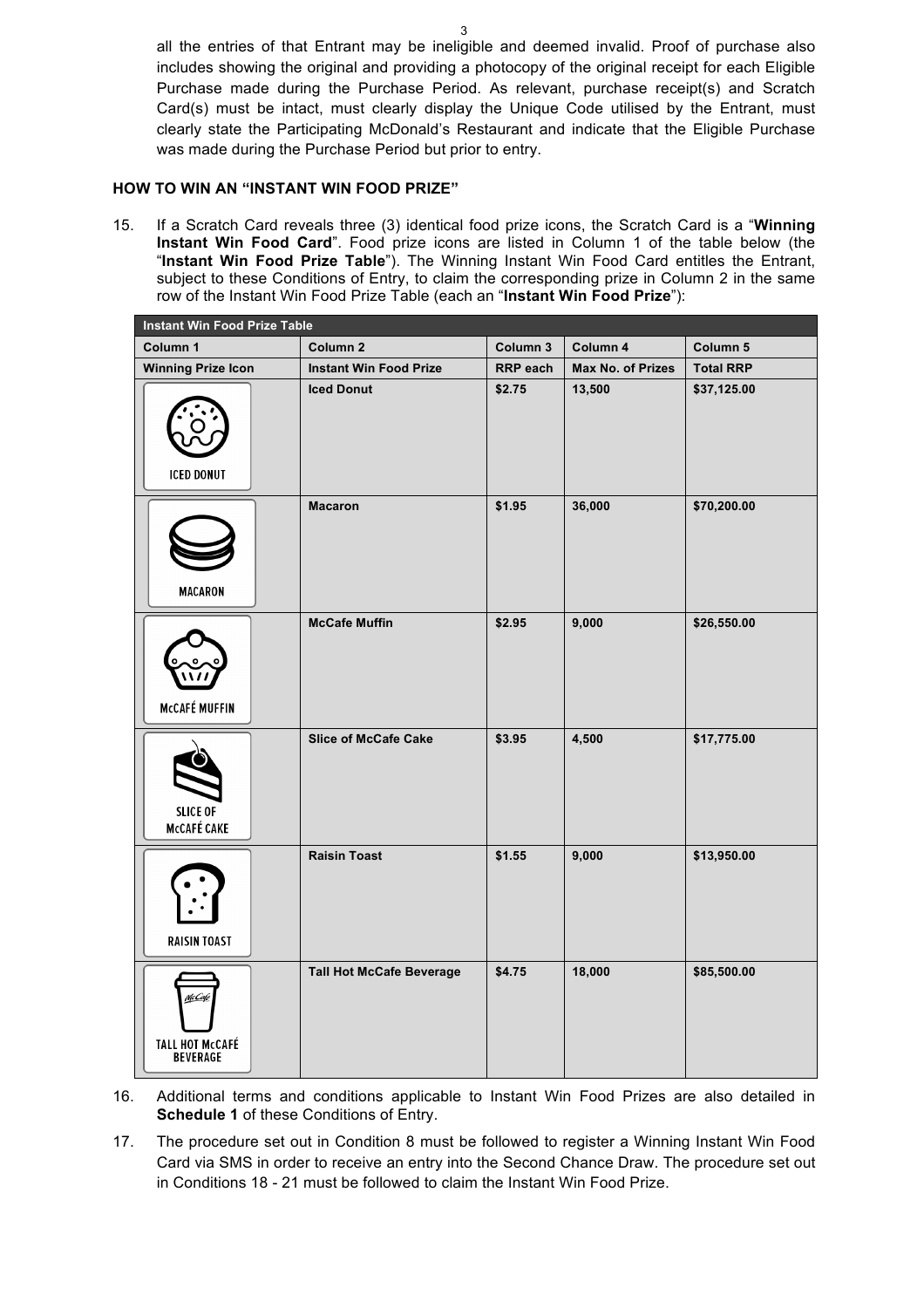all the entries of that Entrant may be ineligible and deemed invalid. Proof of purchase also includes showing the original and providing a photocopy of the original receipt for each Eligible Purchase made during the Purchase Period. As relevant, purchase receipt(s) and Scratch Card(s) must be intact, must clearly display the Unique Code utilised by the Entrant, must clearly state the Participating McDonald's Restaurant and indicate that the Eligible Purchase was made during the Purchase Period but prior to entry.

**HOW TO WIN AN "INSTANT WIN FOOD PRIZE"**

15. If a Scratch Card reveals three (3) identical food prize icons, the Scratch Card is a "**Winning Instant Win Food Card**". Food prize icons are listed in Column 1 of the table below (the "**Instant Win Food Prize Table**"). The Winning Instant Win Food Card entitles the Entrant, subject to these Conditions of Entry, to claim the corresponding prize in Column 2 in the same row of the Instant Win Food Prize Table (each an "**Instant Win Food Prize**"):

| **Instant Win Food Prize Table** | | | | |
|---|---|---|---|---|
| **Column 1** | **Column 2** | **Column 3** | **Column 4** | **Column 5** |
| **Winning Prize Icon** | **Instant Win Food Prize** | **RRP each** | **Max No. of Prizes** | **Total RRP** |
| ICED DONUT | **Iced Donut** | **$2.75** | **13,500** | **$37,125.00** |
| MACARON | **Macaron** | **$1.95** | **36,000** | **$70,200.00** |
| McCAFÉ MUFFIN | **McCafe Muffin** | **$2.95** | **9,000** | **$26,550.00** |
| SLICE OF McCAFÉ CAKE | **Slice of McCafe Cake** | **$3.95** | **4,500** | **$17,775.00** |
| RAISIN TOAST | **Raisin Toast** | **$1.55** | **9,000** | **$13,950.00** |
| TALL HOT McCAFÉ BEVERAGE | **Tall Hot McCafe Beverage** | **$4.75** | **18,000** | **$85,500.00** |

16. Additional terms and conditions applicable to Instant Win Food Prizes are also detailed in **Schedule 1** of these Conditions of Entry.

17. The procedure set out in Condition 8 must be followed to register a Winning Instant Win Food Card via SMS in order to receive an entry into the Second Chance Draw. The procedure set out in Conditions 18 - 21 must be followed to claim the Instant Win Food Prize.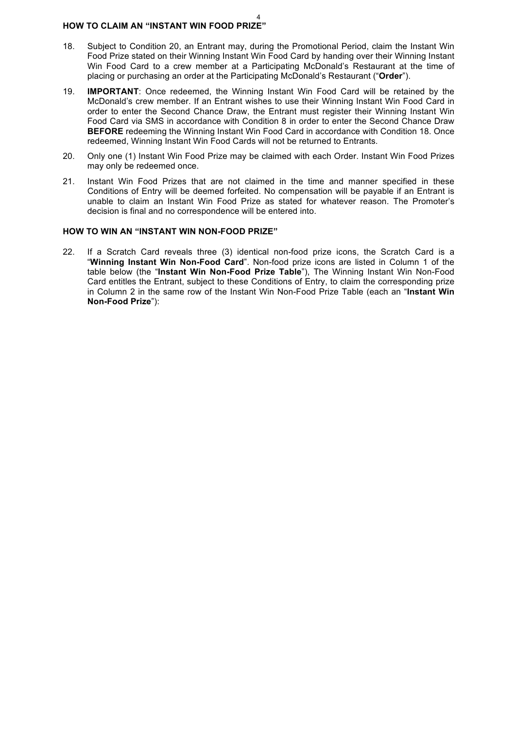## HOW TO CLAIM AN "INSTANT WIN FOOD PRIZE"

18. Subject to Condition 20, an Entrant may, during the Promotional Period, claim the Instant Win Food Prize stated on their Winning Instant Win Food Card by handing over their Winning Instant Win Food Card to a crew member at a Participating McDonald's Restaurant at the time of placing or purchasing an order at the Participating McDonald's Restaurant ("**Order**").

19. **IMPORTANT**: Once redeemed, the Winning Instant Win Food Card will be retained by the McDonald's crew member. If an Entrant wishes to use their Winning Instant Win Food Card in order to enter the Second Chance Draw, the Entrant must register their Winning Instant Win Food Card via SMS in accordance with Condition 8 in order to enter the Second Chance Draw **BEFORE** redeeming the Winning Instant Win Food Card in accordance with Condition 18. Once redeemed, Winning Instant Win Food Cards will not be returned to Entrants.

20. Only one (1) Instant Win Food Prize may be claimed with each Order. Instant Win Food Prizes may only be redeemed once.

21. Instant Win Food Prizes that are not claimed in the time and manner specified in these Conditions of Entry will be deemed forfeited. No compensation will be payable if an Entrant is unable to claim an Instant Win Food Prize as stated for whatever reason. The Promoter's decision is final and no correspondence will be entered into.

## HOW TO WIN AN "INSTANT WIN NON-FOOD PRIZE"

22. If a Scratch Card reveals three (3) identical non-food prize icons, the Scratch Card is a "**Winning Instant Win Non-Food Card**". Non-food prize icons are listed in Column 1 of the table below (the "**Instant Win Non-Food Prize Table**"), The Winning Instant Win Non-Food Card entitles the Entrant, subject to these Conditions of Entry, to claim the corresponding prize in Column 2 in the same row of the Instant Win Non-Food Prize Table (each an "**Instant Win Non-Food Prize**"):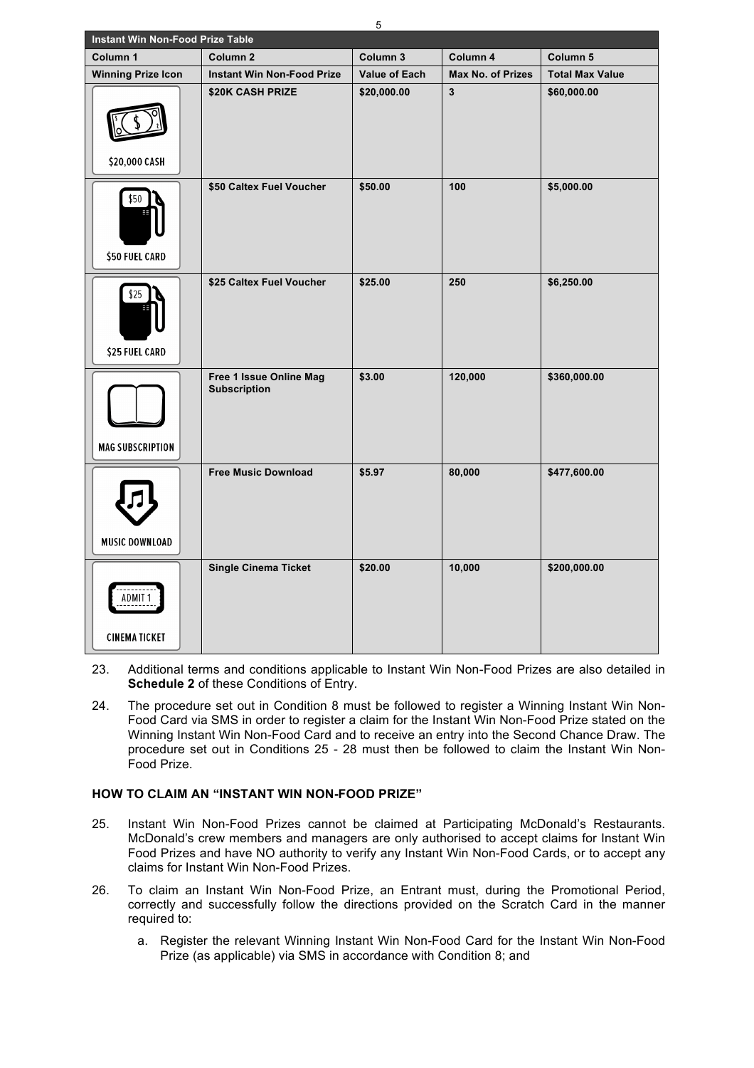| Instant Win Non-Food Prize Table | | | | |
|---|---|---|---|---|
| **Column 1** | **Column 2** | **Column 3** | **Column 4** | **Column 5** |
| **Winning Prize Icon** | **Instant Win Non-Food Prize** | **Value of Each** | **Max No. of Prizes** | **Total Max Value** |
| $20,000 CASH | **$20K CASH PRIZE** | **$20,000.00** | **3** | **$60,000.00** |
| $50 FUEL CARD | **$50 Caltex Fuel Voucher** | **$50.00** | **100** | **$5,000.00** |
| $25 FUEL CARD | **$25 Caltex Fuel Voucher** | **$25.00** | **250** | **$6,250.00** |
| MAG SUBSCRIPTION | **Free 1 Issue Online Mag Subscription** | **$3.00** | **120,000** | **$360,000.00** |
| MUSIC DOWNLOAD | **Free Music Download** | **$5.97** | **80,000** | **$477,600.00** |
| CINEMA TICKET | **Single Cinema Ticket** | **$20.00** | **10,000** | **$200,000.00** |

23. Additional terms and conditions applicable to Instant Win Non-Food Prizes are also detailed in **Schedule 2** of these Conditions of Entry.

24. The procedure set out in Condition 8 must be followed to register a Winning Instant Win Non-Food Card via SMS in order to register a claim for the Instant Win Non-Food Prize stated on the Winning Instant Win Non-Food Card and to receive an entry into the Second Chance Draw. The procedure set out in Conditions 25 - 28 must then be followed to claim the Instant Win Non-Food Prize.

### HOW TO CLAIM AN "INSTANT WIN NON-FOOD PRIZE"

25. Instant Win Non-Food Prizes cannot be claimed at Participating McDonald's Restaurants. McDonald's crew members and managers are only authorised to accept claims for Instant Win Food Prizes and have NO authority to verify any Instant Win Non-Food Cards, or to accept any claims for Instant Win Non-Food Prizes.

26. To claim an Instant Win Non-Food Prize, an Entrant must, during the Promotional Period, correctly and successfully follow the directions provided on the Scratch Card in the manner required to:

    a. Register the relevant Winning Instant Win Non-Food Card for the Instant Win Non-Food Prize (as applicable) via SMS in accordance with Condition 8; and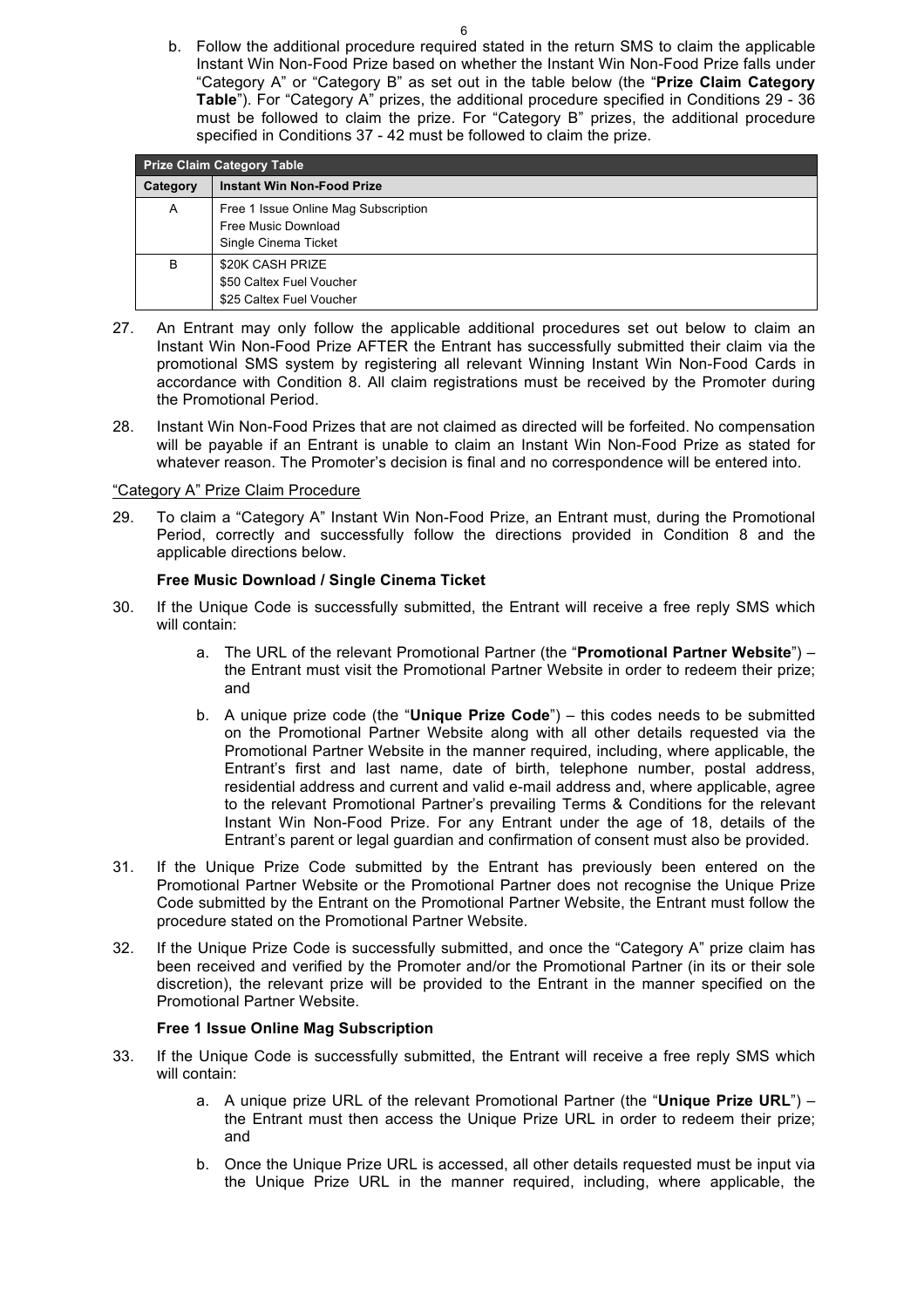b. Follow the additional procedure required stated in the return SMS to claim the applicable Instant Win Non-Food Prize based on whether the Instant Win Non-Food Prize falls under "Category A" or "Category B" as set out in the table below (the "**Prize Claim Category Table**"). For "Category A" prizes, the additional procedure specified in Conditions 29 - 36 must be followed to claim the prize. For "Category B" prizes, the additional procedure specified in Conditions 37 - 42 must be followed to claim the prize.

| **Prize Claim Category Table** | |
|---|---|
| **Category** | **Instant Win Non-Food Prize** |
| A | Free 1 Issue Online Mag Subscription<br>Free Music Download<br>Single Cinema Ticket |
| B | $20K CASH PRIZE<br>$50 Caltex Fuel Voucher<br>$25 Caltex Fuel Voucher |

27. An Entrant may only follow the applicable additional procedures set out below to claim an Instant Win Non-Food Prize AFTER the Entrant has successfully submitted their claim via the promotional SMS system by registering all relevant Winning Instant Win Non-Food Cards in accordance with Condition 8. All claim registrations must be received by the Promoter during the Promotional Period.

28. Instant Win Non-Food Prizes that are not claimed as directed will be forfeited. No compensation will be payable if an Entrant is unable to claim an Instant Win Non-Food Prize as stated for whatever reason. The Promoter's decision is final and no correspondence will be entered into.

"Category A" Prize Claim Procedure

29. To claim a "Category A" Instant Win Non-Food Prize, an Entrant must, during the Promotional Period, correctly and successfully follow the directions provided in Condition 8 and the applicable directions below.

**Free Music Download / Single Cinema Ticket**

30. If the Unique Code is successfully submitted, the Entrant will receive a free reply SMS which will contain:

    a. The URL of the relevant Promotional Partner (the "**Promotional Partner Website**") – the Entrant must visit the Promotional Partner Website in order to redeem their prize; and

    b. A unique prize code (the "**Unique Prize Code**") – this codes needs to be submitted on the Promotional Partner Website along with all other details requested via the Promotional Partner Website in the manner required, including, where applicable, the Entrant's first and last name, date of birth, telephone number, postal address, residential address and current and valid e-mail address and, where applicable, agree to the relevant Promotional Partner's prevailing Terms & Conditions for the relevant Instant Win Non-Food Prize. For any Entrant under the age of 18, details of the Entrant's parent or legal guardian and confirmation of consent must also be provided.

31. If the Unique Prize Code submitted by the Entrant has previously been entered on the Promotional Partner Website or the Promotional Partner does not recognise the Unique Prize Code submitted by the Entrant on the Promotional Partner Website, the Entrant must follow the procedure stated on the Promotional Partner Website.

32. If the Unique Prize Code is successfully submitted, and once the "Category A" prize claim has been received and verified by the Promoter and/or the Promotional Partner (in its or their sole discretion), the relevant prize will be provided to the Entrant in the manner specified on the Promotional Partner Website.

**Free 1 Issue Online Mag Subscription**

33. If the Unique Code is successfully submitted, the Entrant will receive a free reply SMS which will contain:

    a. A unique prize URL of the relevant Promotional Partner (the "**Unique Prize URL**") – the Entrant must then access the Unique Prize URL in order to redeem their prize; and

    b. Once the Unique Prize URL is accessed, all other details requested must be input via the Unique Prize URL in the manner required, including, where applicable, the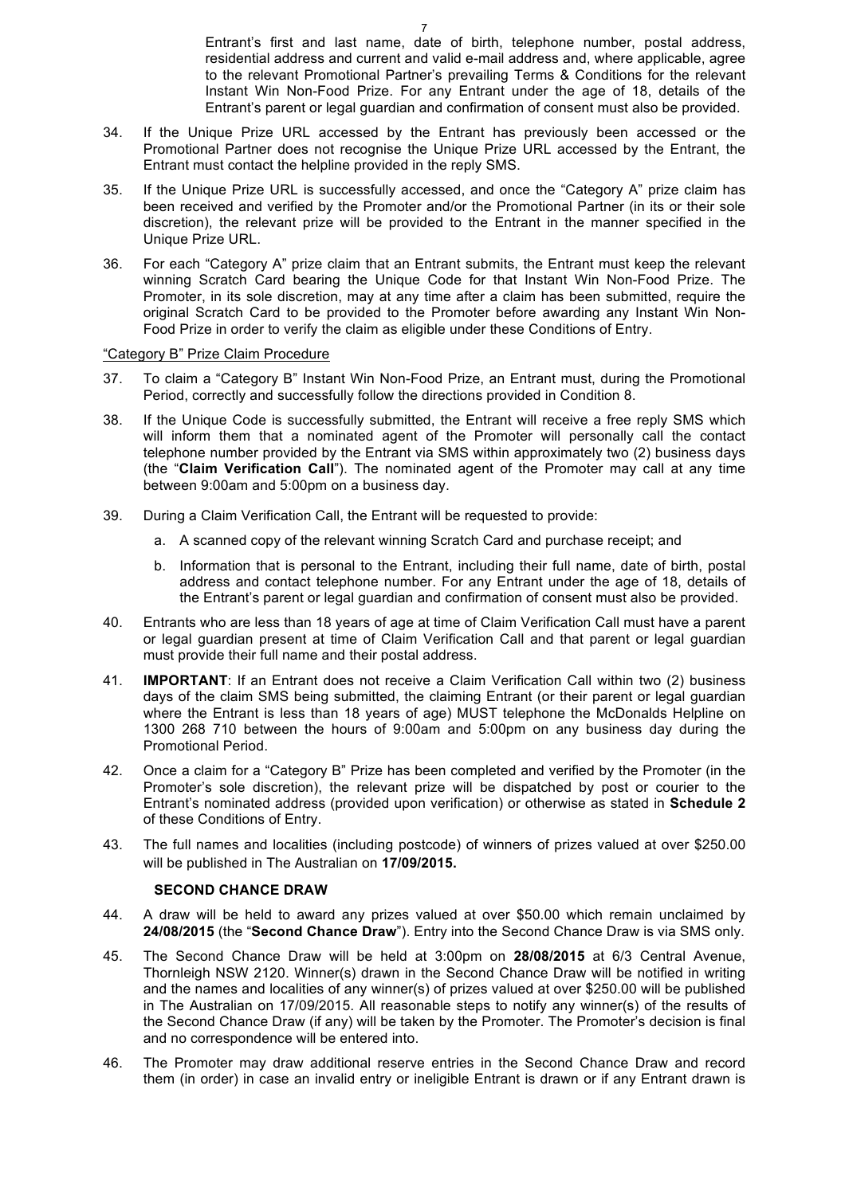Entrant's first and last name, date of birth, telephone number, postal address, residential address and current and valid e-mail address and, where applicable, agree to the relevant Promotional Partner's prevailing Terms & Conditions for the relevant Instant Win Non-Food Prize. For any Entrant under the age of 18, details of the Entrant's parent or legal guardian and confirmation of consent must also be provided.

34. If the Unique Prize URL accessed by the Entrant has previously been accessed or the Promotional Partner does not recognise the Unique Prize URL accessed by the Entrant, the Entrant must contact the helpline provided in the reply SMS.

35. If the Unique Prize URL is successfully accessed, and once the "Category A" prize claim has been received and verified by the Promoter and/or the Promotional Partner (in its or their sole discretion), the relevant prize will be provided to the Entrant in the manner specified in the Unique Prize URL.

36. For each "Category A" prize claim that an Entrant submits, the Entrant must keep the relevant winning Scratch Card bearing the Unique Code for that Instant Win Non-Food Prize. The Promoter, in its sole discretion, may at any time after a claim has been submitted, require the original Scratch Card to be provided to the Promoter before awarding any Instant Win Non-Food Prize in order to verify the claim as eligible under these Conditions of Entry.

"Category B" Prize Claim Procedure

37. To claim a "Category B" Instant Win Non-Food Prize, an Entrant must, during the Promotional Period, correctly and successfully follow the directions provided in Condition 8.

38. If the Unique Code is successfully submitted, the Entrant will receive a free reply SMS which will inform them that a nominated agent of the Promoter will personally call the contact telephone number provided by the Entrant via SMS within approximately two (2) business days (the "**Claim Verification Call**"). The nominated agent of the Promoter may call at any time between 9:00am and 5:00pm on a business day.

39. During a Claim Verification Call, the Entrant will be requested to provide:

    a. A scanned copy of the relevant winning Scratch Card and purchase receipt; and

    b. Information that is personal to the Entrant, including their full name, date of birth, postal address and contact telephone number. For any Entrant under the age of 18, details of the Entrant's parent or legal guardian and confirmation of consent must also be provided.

40. Entrants who are less than 18 years of age at time of Claim Verification Call must have a parent or legal guardian present at time of Claim Verification Call and that parent or legal guardian must provide their full name and their postal address.

41. **IMPORTANT**: If an Entrant does not receive a Claim Verification Call within two (2) business days of the claim SMS being submitted, the claiming Entrant (or their parent or legal guardian where the Entrant is less than 18 years of age) MUST telephone the McDonalds Helpline on 1300 268 710 between the hours of 9:00am and 5:00pm on any business day during the Promotional Period.

42. Once a claim for a "Category B" Prize has been completed and verified by the Promoter (in the Promoter's sole discretion), the relevant prize will be dispatched by post or courier to the Entrant's nominated address (provided upon verification) or otherwise as stated in **Schedule 2** of these Conditions of Entry.

43. The full names and localities (including postcode) of winners of prizes valued at over $250.00 will be published in The Australian on **17/09/2015.**

**SECOND CHANCE DRAW**

44. A draw will be held to award any prizes valued at over $50.00 which remain unclaimed by **24/08/2015** (the "**Second Chance Draw**"). Entry into the Second Chance Draw is via SMS only.

45. The Second Chance Draw will be held at 3:00pm on **28/08/2015** at 6/3 Central Avenue, Thornleigh NSW 2120. Winner(s) drawn in the Second Chance Draw will be notified in writing and the names and localities of any winner(s) of prizes valued at over $250.00 will be published in The Australian on 17/09/2015. All reasonable steps to notify any winner(s) of the results of the Second Chance Draw (if any) will be taken by the Promoter. The Promoter's decision is final and no correspondence will be entered into.

46. The Promoter may draw additional reserve entries in the Second Chance Draw and record them (in order) in case an invalid entry or ineligible Entrant is drawn or if any Entrant drawn is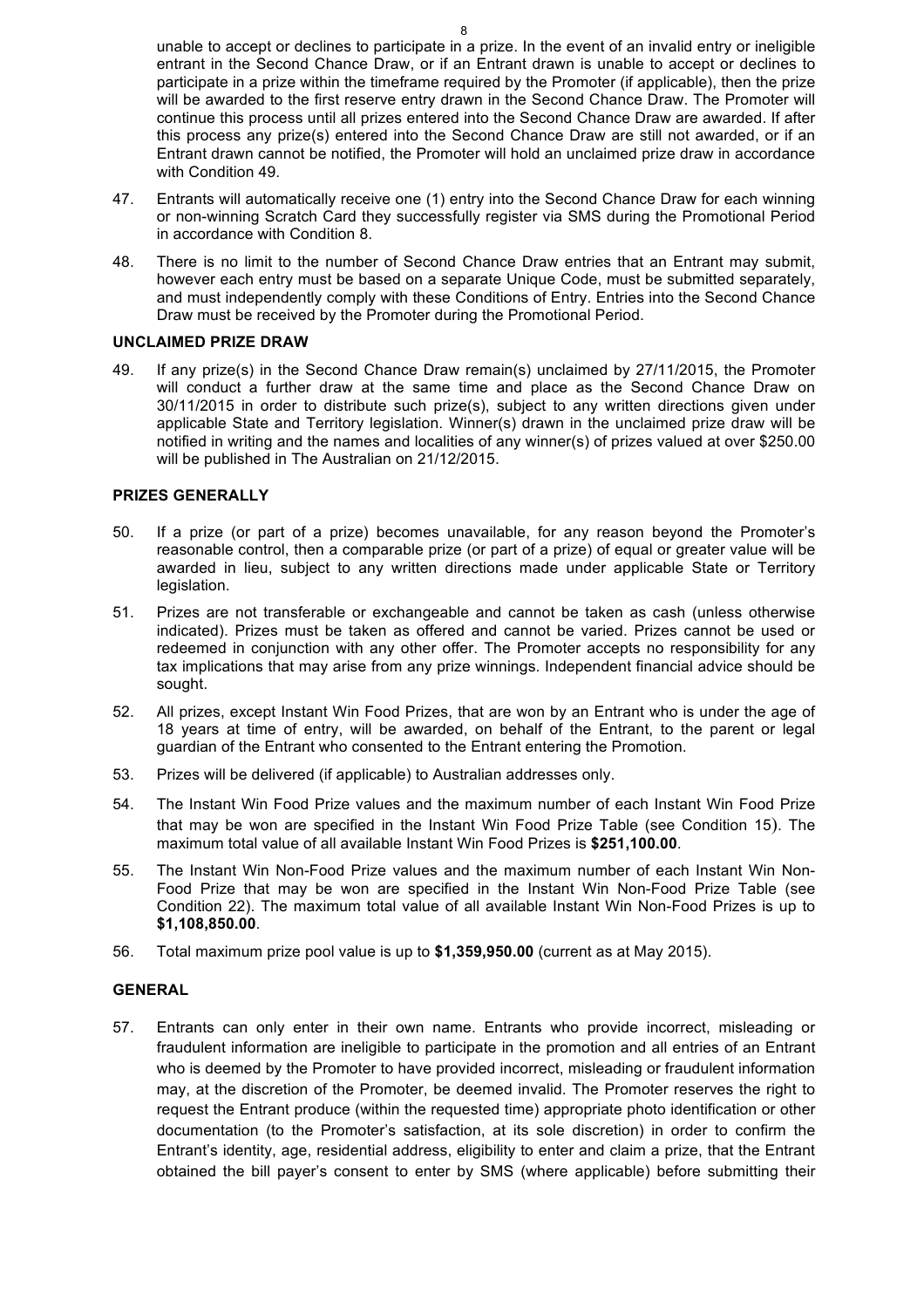unable to accept or declines to participate in a prize. In the event of an invalid entry or ineligible entrant in the Second Chance Draw, or if an Entrant drawn is unable to accept or declines to participate in a prize within the timeframe required by the Promoter (if applicable), then the prize will be awarded to the first reserve entry drawn in the Second Chance Draw. The Promoter will continue this process until all prizes entered into the Second Chance Draw are awarded. If after this process any prize(s) entered into the Second Chance Draw are still not awarded, or if an Entrant drawn cannot be notified, the Promoter will hold an unclaimed prize draw in accordance with Condition 49.

47. Entrants will automatically receive one (1) entry into the Second Chance Draw for each winning or non-winning Scratch Card they successfully register via SMS during the Promotional Period in accordance with Condition 8.

48. There is no limit to the number of Second Chance Draw entries that an Entrant may submit, however each entry must be based on a separate Unique Code, must be submitted separately, and must independently comply with these Conditions of Entry. Entries into the Second Chance Draw must be received by the Promoter during the Promotional Period.

**UNCLAIMED PRIZE DRAW**

49. If any prize(s) in the Second Chance Draw remain(s) unclaimed by 27/11/2015, the Promoter will conduct a further draw at the same time and place as the Second Chance Draw on 30/11/2015 in order to distribute such prize(s), subject to any written directions given under applicable State and Territory legislation. Winner(s) drawn in the unclaimed prize draw will be notified in writing and the names and localities of any winner(s) of prizes valued at over $250.00 will be published in The Australian on 21/12/2015.

**PRIZES GENERALLY**

50. If a prize (or part of a prize) becomes unavailable, for any reason beyond the Promoter's reasonable control, then a comparable prize (or part of a prize) of equal or greater value will be awarded in lieu, subject to any written directions made under applicable State or Territory legislation.

51. Prizes are not transferable or exchangeable and cannot be taken as cash (unless otherwise indicated). Prizes must be taken as offered and cannot be varied. Prizes cannot be used or redeemed in conjunction with any other offer. The Promoter accepts no responsibility for any tax implications that may arise from any prize winnings. Independent financial advice should be sought.

52. All prizes, except Instant Win Food Prizes, that are won by an Entrant who is under the age of 18 years at time of entry, will be awarded, on behalf of the Entrant, to the parent or legal guardian of the Entrant who consented to the Entrant entering the Promotion.

53. Prizes will be delivered (if applicable) to Australian addresses only.

54. The Instant Win Food Prize values and the maximum number of each Instant Win Food Prize that may be won are specified in the Instant Win Food Prize Table (see Condition 15). The maximum total value of all available Instant Win Food Prizes is **$251,100.00**.

55. The Instant Win Non-Food Prize values and the maximum number of each Instant Win Non-Food Prize that may be won are specified in the Instant Win Non-Food Prize Table (see Condition 22). The maximum total value of all available Instant Win Non-Food Prizes is up to **$1,108,850.00**.

56. Total maximum prize pool value is up to **$1,359,950.00** (current as at May 2015).

**GENERAL**

57. Entrants can only enter in their own name. Entrants who provide incorrect, misleading or fraudulent information are ineligible to participate in the promotion and all entries of an Entrant who is deemed by the Promoter to have provided incorrect, misleading or fraudulent information may, at the discretion of the Promoter, be deemed invalid. The Promoter reserves the right to request the Entrant produce (within the requested time) appropriate photo identification or other documentation (to the Promoter's satisfaction, at its sole discretion) in order to confirm the Entrant's identity, age, residential address, eligibility to enter and claim a prize, that the Entrant obtained the bill payer's consent to enter by SMS (where applicable) before submitting their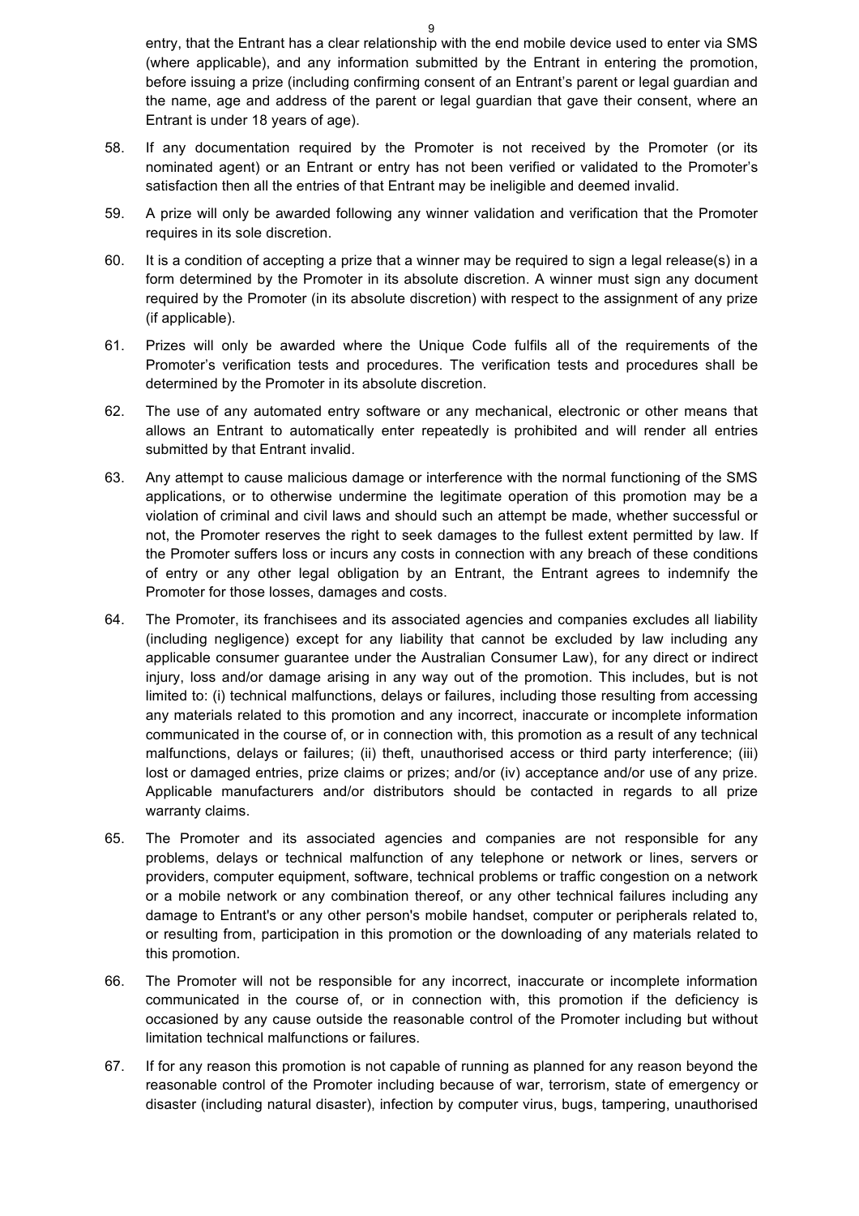entry, that the Entrant has a clear relationship with the end mobile device used to enter via SMS (where applicable), and any information submitted by the Entrant in entering the promotion, before issuing a prize (including confirming consent of an Entrant's parent or legal guardian and the name, age and address of the parent or legal guardian that gave their consent, where an Entrant is under 18 years of age).

58. If any documentation required by the Promoter is not received by the Promoter (or its nominated agent) or an Entrant or entry has not been verified or validated to the Promoter's satisfaction then all the entries of that Entrant may be ineligible and deemed invalid.

59. A prize will only be awarded following any winner validation and verification that the Promoter requires in its sole discretion.

60. It is a condition of accepting a prize that a winner may be required to sign a legal release(s) in a form determined by the Promoter in its absolute discretion. A winner must sign any document required by the Promoter (in its absolute discretion) with respect to the assignment of any prize (if applicable).

61. Prizes will only be awarded where the Unique Code fulfils all of the requirements of the Promoter's verification tests and procedures. The verification tests and procedures shall be determined by the Promoter in its absolute discretion.

62. The use of any automated entry software or any mechanical, electronic or other means that allows an Entrant to automatically enter repeatedly is prohibited and will render all entries submitted by that Entrant invalid.

63. Any attempt to cause malicious damage or interference with the normal functioning of the SMS applications, or to otherwise undermine the legitimate operation of this promotion may be a violation of criminal and civil laws and should such an attempt be made, whether successful or not, the Promoter reserves the right to seek damages to the fullest extent permitted by law. If the Promoter suffers loss or incurs any costs in connection with any breach of these conditions of entry or any other legal obligation by an Entrant, the Entrant agrees to indemnify the Promoter for those losses, damages and costs.

64. The Promoter, its franchisees and its associated agencies and companies excludes all liability (including negligence) except for any liability that cannot be excluded by law including any applicable consumer guarantee under the Australian Consumer Law), for any direct or indirect injury, loss and/or damage arising in any way out of the promotion. This includes, but is not limited to: (i) technical malfunctions, delays or failures, including those resulting from accessing any materials related to this promotion and any incorrect, inaccurate or incomplete information communicated in the course of, or in connection with, this promotion as a result of any technical malfunctions, delays or failures; (ii) theft, unauthorised access or third party interference; (iii) lost or damaged entries, prize claims or prizes; and/or (iv) acceptance and/or use of any prize. Applicable manufacturers and/or distributors should be contacted in regards to all prize warranty claims.

65. The Promoter and its associated agencies and companies are not responsible for any problems, delays or technical malfunction of any telephone or network or lines, servers or providers, computer equipment, software, technical problems or traffic congestion on a network or a mobile network or any combination thereof, or any other technical failures including any damage to Entrant's or any other person's mobile handset, computer or peripherals related to, or resulting from, participation in this promotion or the downloading of any materials related to this promotion.

66. The Promoter will not be responsible for any incorrect, inaccurate or incomplete information communicated in the course of, or in connection with, this promotion if the deficiency is occasioned by any cause outside the reasonable control of the Promoter including but without limitation technical malfunctions or failures.

67. If for any reason this promotion is not capable of running as planned for any reason beyond the reasonable control of the Promoter including because of war, terrorism, state of emergency or disaster (including natural disaster), infection by computer virus, bugs, tampering, unauthorised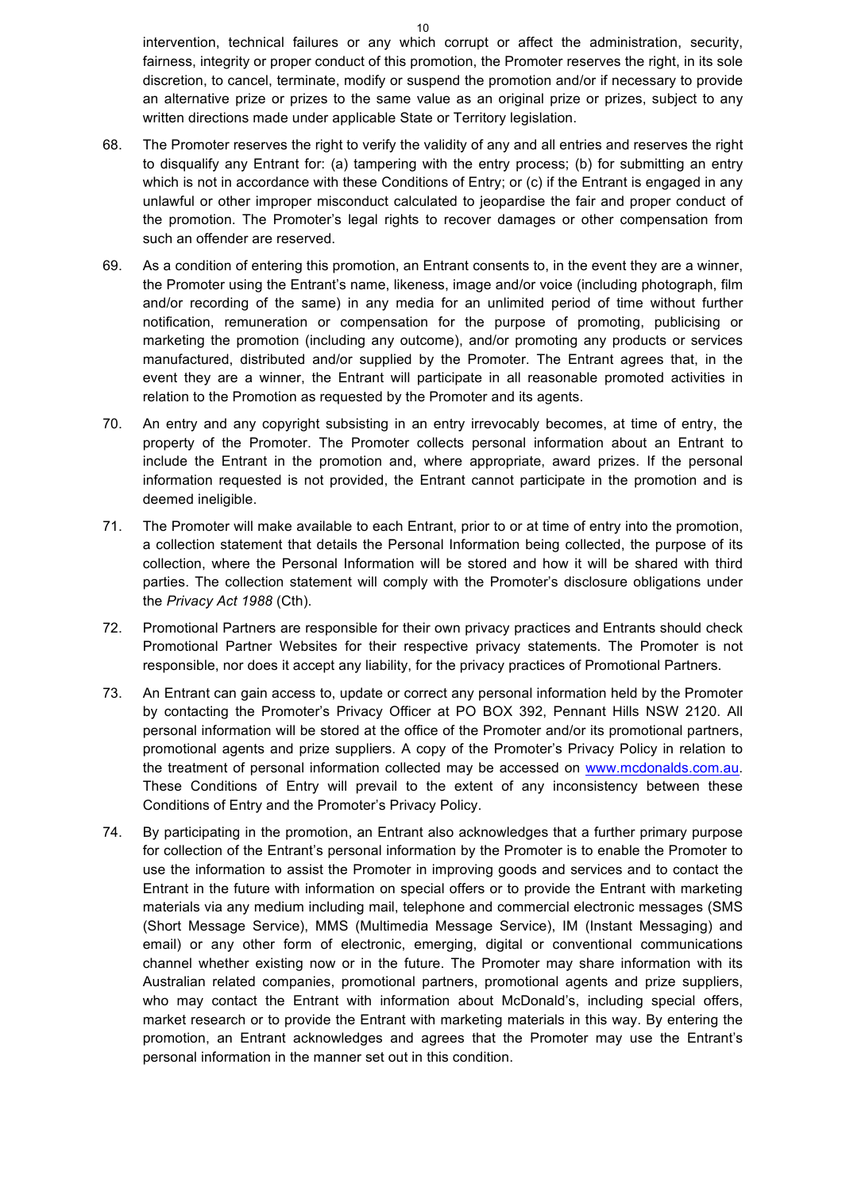intervention, technical failures or any which corrupt or affect the administration, security, fairness, integrity or proper conduct of this promotion, the Promoter reserves the right, in its sole discretion, to cancel, terminate, modify or suspend the promotion and/or if necessary to provide an alternative prize or prizes to the same value as an original prize or prizes, subject to any written directions made under applicable State or Territory legislation.

68. The Promoter reserves the right to verify the validity of any and all entries and reserves the right to disqualify any Entrant for: (a) tampering with the entry process; (b) for submitting an entry which is not in accordance with these Conditions of Entry; or (c) if the Entrant is engaged in any unlawful or other improper misconduct calculated to jeopardise the fair and proper conduct of the promotion. The Promoter's legal rights to recover damages or other compensation from such an offender are reserved.

69. As a condition of entering this promotion, an Entrant consents to, in the event they are a winner, the Promoter using the Entrant's name, likeness, image and/or voice (including photograph, film and/or recording of the same) in any media for an unlimited period of time without further notification, remuneration or compensation for the purpose of promoting, publicising or marketing the promotion (including any outcome), and/or promoting any products or services manufactured, distributed and/or supplied by the Promoter. The Entrant agrees that, in the event they are a winner, the Entrant will participate in all reasonable promoted activities in relation to the Promotion as requested by the Promoter and its agents.

70. An entry and any copyright subsisting in an entry irrevocably becomes, at time of entry, the property of the Promoter. The Promoter collects personal information about an Entrant to include the Entrant in the promotion and, where appropriate, award prizes. If the personal information requested is not provided, the Entrant cannot participate in the promotion and is deemed ineligible.

71. The Promoter will make available to each Entrant, prior to or at time of entry into the promotion, a collection statement that details the Personal Information being collected, the purpose of its collection, where the Personal Information will be stored and how it will be shared with third parties. The collection statement will comply with the Promoter's disclosure obligations under the *Privacy Act 1988* (Cth).

72. Promotional Partners are responsible for their own privacy practices and Entrants should check Promotional Partner Websites for their respective privacy statements. The Promoter is not responsible, nor does it accept any liability, for the privacy practices of Promotional Partners.

73. An Entrant can gain access to, update or correct any personal information held by the Promoter by contacting the Promoter's Privacy Officer at PO BOX 392, Pennant Hills NSW 2120. All personal information will be stored at the office of the Promoter and/or its promotional partners, promotional agents and prize suppliers. A copy of the Promoter's Privacy Policy in relation to the treatment of personal information collected may be accessed on [www.mcdonalds.com.au](www.mcdonalds.com.au). These Conditions of Entry will prevail to the extent of any inconsistency between these Conditions of Entry and the Promoter's Privacy Policy.

74. By participating in the promotion, an Entrant also acknowledges that a further primary purpose for collection of the Entrant's personal information by the Promoter is to enable the Promoter to use the information to assist the Promoter in improving goods and services and to contact the Entrant in the future with information on special offers or to provide the Entrant with marketing materials via any medium including mail, telephone and commercial electronic messages (SMS (Short Message Service), MMS (Multimedia Message Service), IM (Instant Messaging) and email) or any other form of electronic, emerging, digital or conventional communications channel whether existing now or in the future. The Promoter may share information with its Australian related companies, promotional partners, promotional agents and prize suppliers, who may contact the Entrant with information about McDonald's, including special offers, market research or to provide the Entrant with marketing materials in this way. By entering the promotion, an Entrant acknowledges and agrees that the Promoter may use the Entrant's personal information in the manner set out in this condition.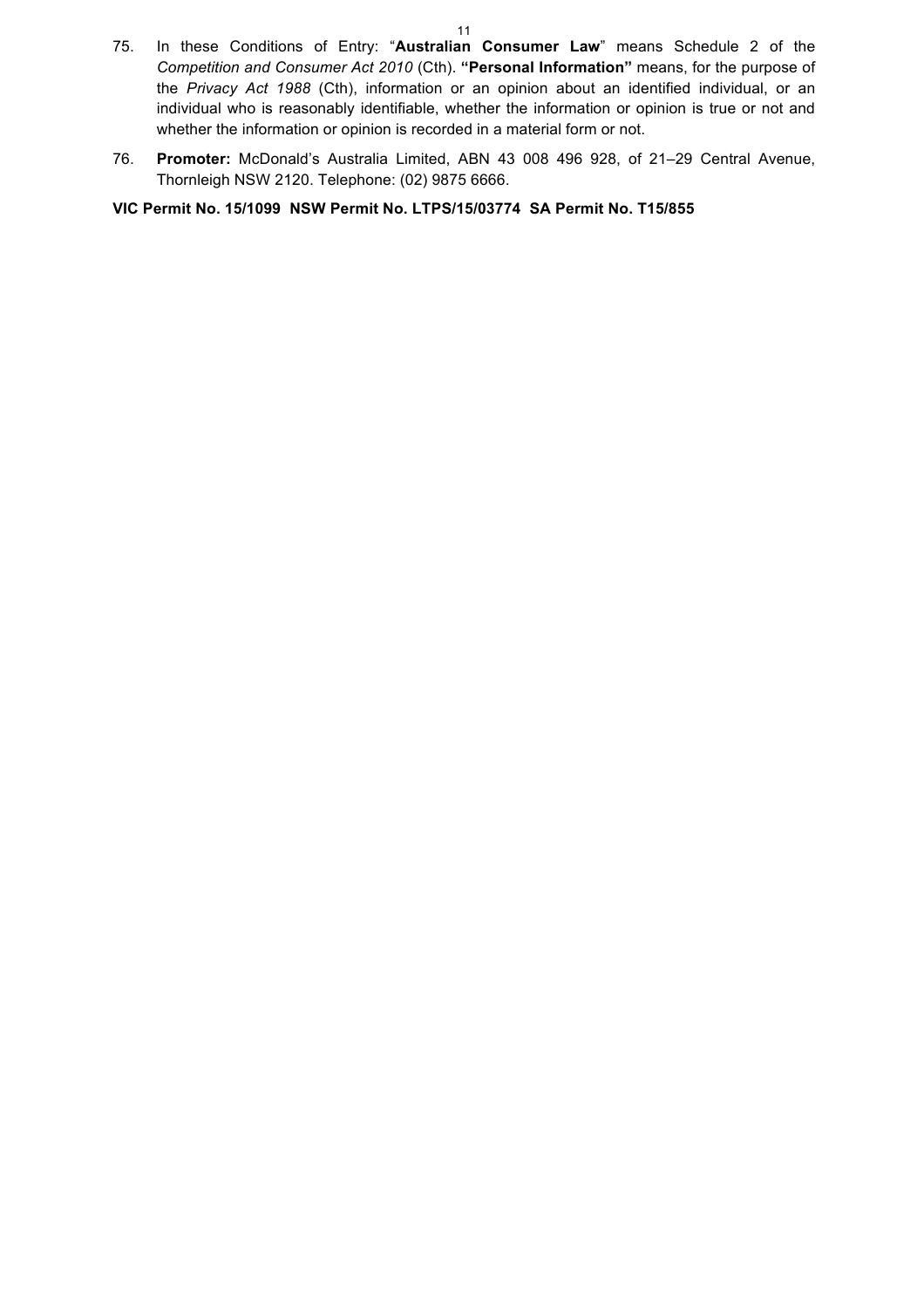75. In these Conditions of Entry: "**Australian Consumer Law**" means Schedule 2 of the *Competition and Consumer Act 2010* (Cth). **"Personal Information"** means, for the purpose of the *Privacy Act 1988* (Cth), information or an opinion about an identified individual, or an individual who is reasonably identifiable, whether the information or opinion is true or not and whether the information or opinion is recorded in a material form or not.

76. **Promoter:** McDonald's Australia Limited, ABN 43 008 496 928, of 21–29 Central Avenue, Thornleigh NSW 2120. Telephone: (02) 9875 6666.

**VIC Permit No. 15/1099 NSW Permit No. LTPS/15/03774 SA Permit No. T15/855**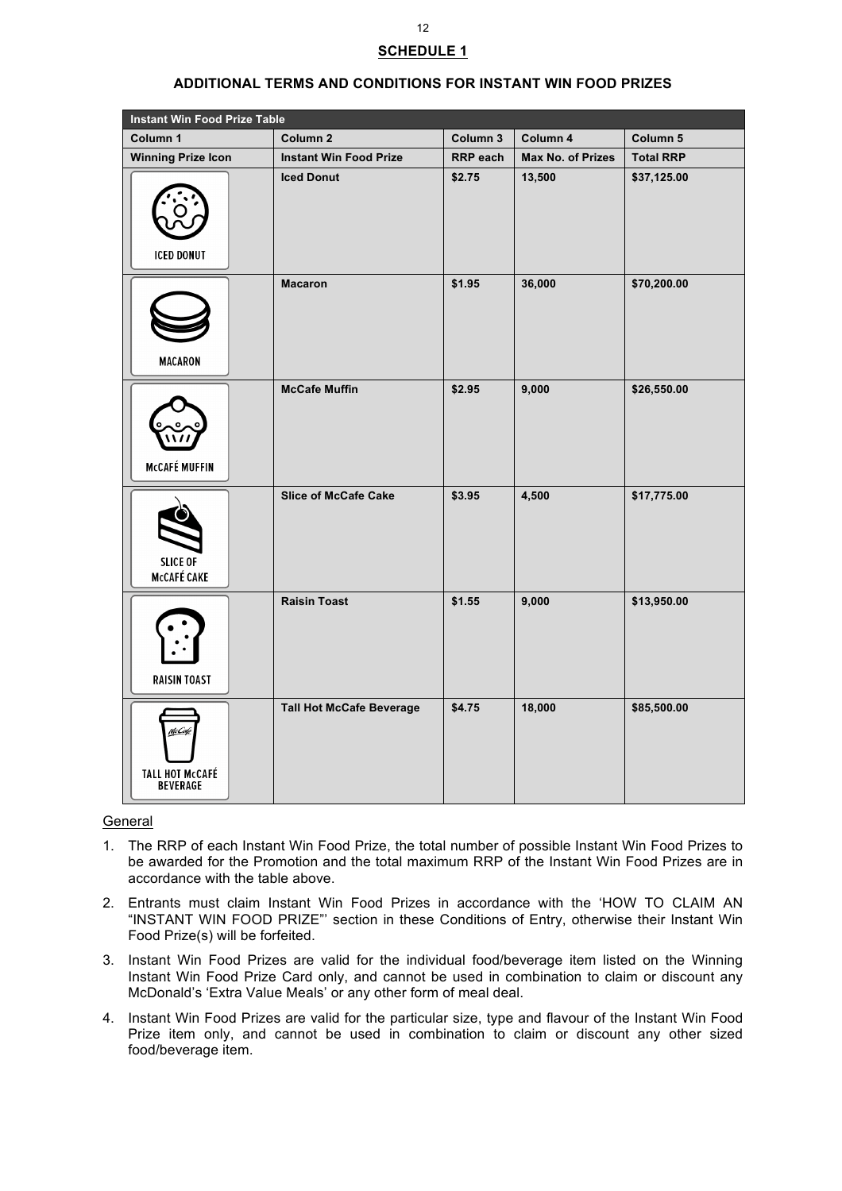**SCHEDULE 1**

**ADDITIONAL TERMS AND CONDITIONS FOR INSTANT WIN FOOD PRIZES**

| Instant Win Food Prize Table | | | | |
|---|---|---|---|---|
| **Column 1** | **Column 2** | **Column 3** | **Column 4** | **Column 5** |
| **Winning Prize Icon** | **Instant Win Food Prize** | **RRP each** | **Max No. of Prizes** | **Total RRP** |
| ICED DONUT | **Iced Donut** | **$2.75** | **13,500** | **$37,125.00** |
| MACARON | **Macaron** | **$1.95** | **36,000** | **$70,200.00** |
| McCAFÉ MUFFIN | **McCafe Muffin** | **$2.95** | **9,000** | **$26,550.00** |
| SLICE OF McCAFÉ CAKE | **Slice of McCafe Cake** | **$3.95** | **4,500** | **$17,775.00** |
| RAISIN TOAST | **Raisin Toast** | **$1.55** | **9,000** | **$13,950.00** |
| TALL HOT McCAFÉ BEVERAGE | **Tall Hot McCafe Beverage** | **$4.75** | **18,000** | **$85,500.00** |

General

1. The RRP of each Instant Win Food Prize, the total number of possible Instant Win Food Prizes to be awarded for the Promotion and the total maximum RRP of the Instant Win Food Prizes are in accordance with the table above.
2. Entrants must claim Instant Win Food Prizes in accordance with the 'HOW TO CLAIM AN "INSTANT WIN FOOD PRIZE"' section in these Conditions of Entry, otherwise their Instant Win Food Prize(s) will be forfeited.
3. Instant Win Food Prizes are valid for the individual food/beverage item listed on the Winning Instant Win Food Prize Card only, and cannot be used in combination to claim or discount any McDonald's 'Extra Value Meals' or any other form of meal deal.
4. Instant Win Food Prizes are valid for the particular size, type and flavour of the Instant Win Food Prize item only, and cannot be used in combination to claim or discount any other sized food/beverage item.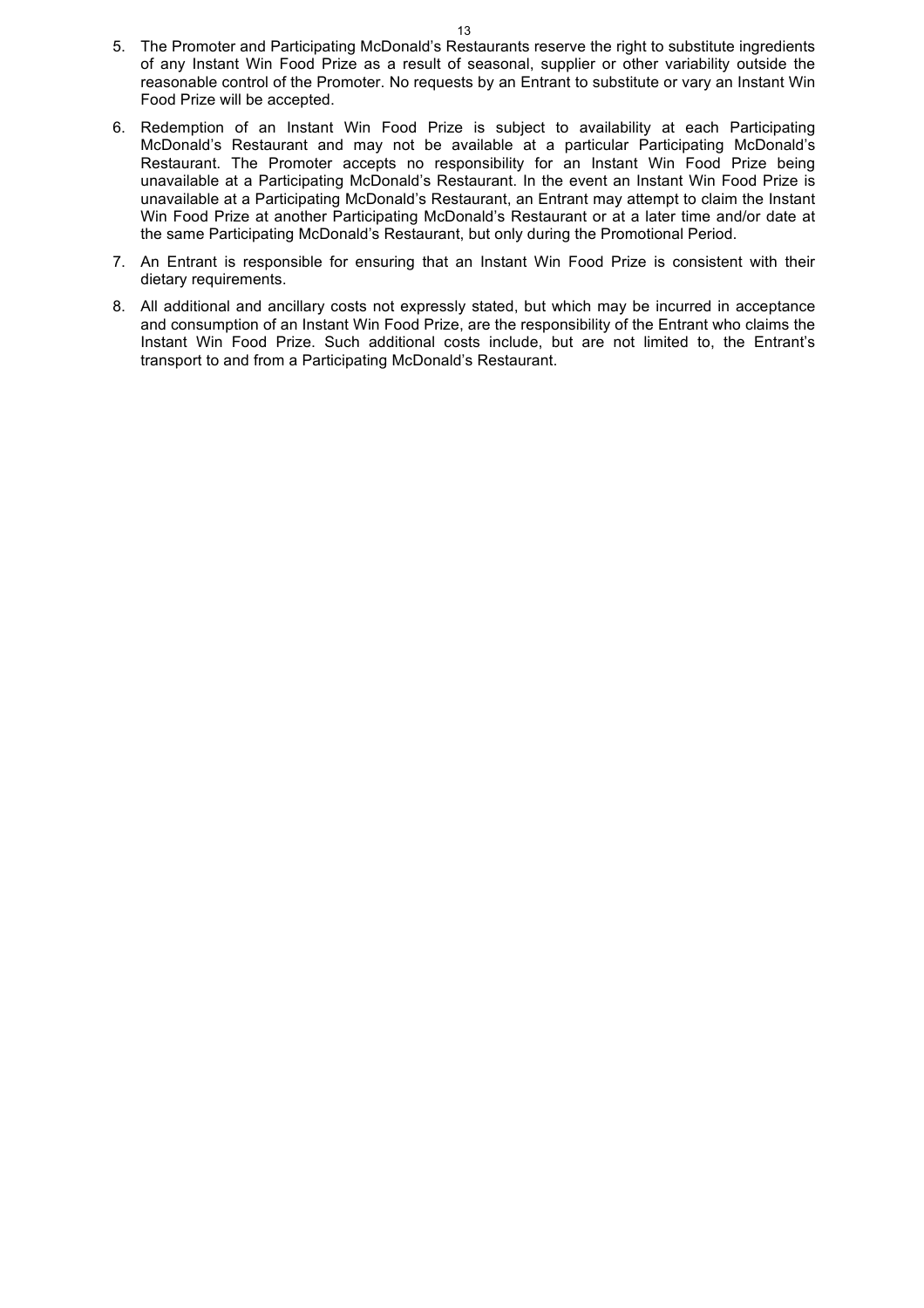5. The Promoter and Participating McDonald's Restaurants reserve the right to substitute ingredients of any Instant Win Food Prize as a result of seasonal, supplier or other variability outside the reasonable control of the Promoter. No requests by an Entrant to substitute or vary an Instant Win Food Prize will be accepted.
6. Redemption of an Instant Win Food Prize is subject to availability at each Participating McDonald's Restaurant and may not be available at a particular Participating McDonald's Restaurant. The Promoter accepts no responsibility for an Instant Win Food Prize being unavailable at a Participating McDonald's Restaurant. In the event an Instant Win Food Prize is unavailable at a Participating McDonald's Restaurant, an Entrant may attempt to claim the Instant Win Food Prize at another Participating McDonald's Restaurant or at a later time and/or date at the same Participating McDonald's Restaurant, but only during the Promotional Period.
7. An Entrant is responsible for ensuring that an Instant Win Food Prize is consistent with their dietary requirements.
8. All additional and ancillary costs not expressly stated, but which may be incurred in acceptance and consumption of an Instant Win Food Prize, are the responsibility of the Entrant who claims the Instant Win Food Prize. Such additional costs include, but are not limited to, the Entrant's transport to and from a Participating McDonald's Restaurant.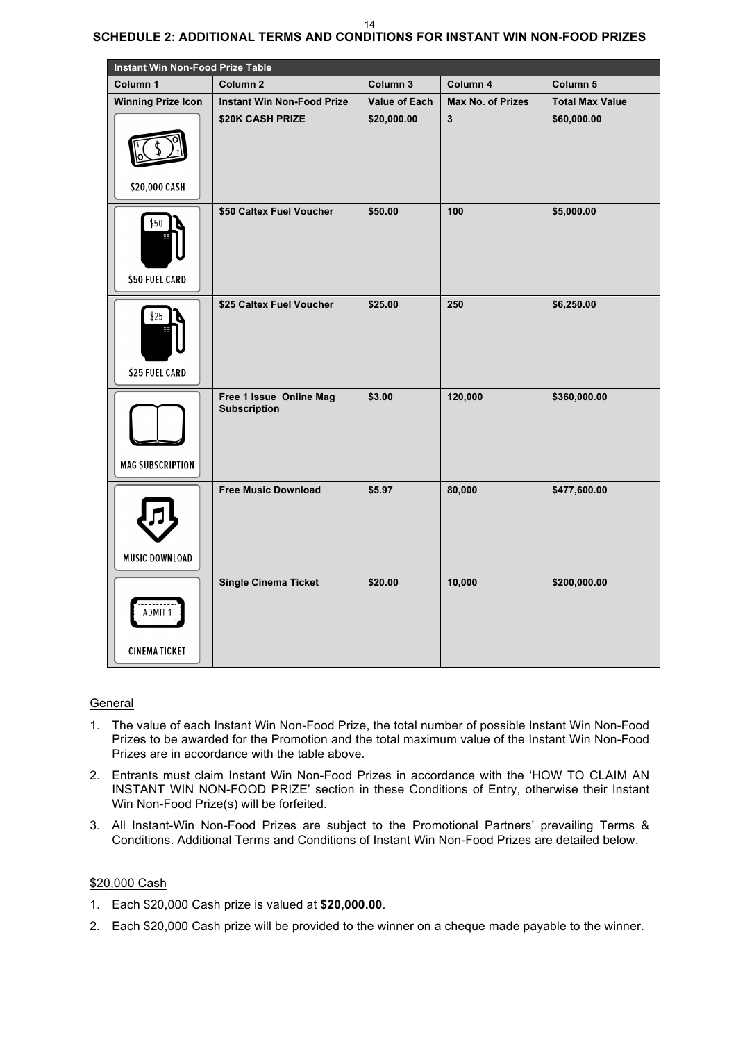## SCHEDULE 2: ADDITIONAL TERMS AND CONDITIONS FOR INSTANT WIN NON-FOOD PRIZES

| Instant Win Non-Food Prize Table | | | | |
|---|---|---|---|---|
| **Column 1** | **Column 2** | **Column 3** | **Column 4** | **Column 5** |
| **Winning Prize Icon** | **Instant Win Non-Food Prize** | **Value of Each** | **Max No. of Prizes** | **Total Max Value** |
| $20,000 CASH | **$20K CASH PRIZE** | **$20,000.00** | **3** | **$60,000.00** |
| $50 FUEL CARD | **$50 Caltex Fuel Voucher** | **$50.00** | **100** | **$5,000.00** |
| $25 FUEL CARD | **$25 Caltex Fuel Voucher** | **$25.00** | **250** | **$6,250.00** |
| MAG SUBSCRIPTION | **Free 1 Issue Online Mag Subscription** | **$3.00** | **120,000** | **$360,000.00** |
| MUSIC DOWNLOAD | **Free Music Download** | **$5.97** | **80,000** | **$477,600.00** |
| ADMIT 1 CINEMA TICKET | **Single Cinema Ticket** | **$20.00** | **10,000** | **$200,000.00** |

General

1. The value of each Instant Win Non-Food Prize, the total number of possible Instant Win Non-Food Prizes to be awarded for the Promotion and the total maximum value of the Instant Win Non-Food Prizes are in accordance with the table above.
2. Entrants must claim Instant Win Non-Food Prizes in accordance with the 'HOW TO CLAIM AN INSTANT WIN NON-FOOD PRIZE' section in these Conditions of Entry, otherwise their Instant Win Non-Food Prize(s) will be forfeited.
3. All Instant-Win Non-Food Prizes are subject to the Promotional Partners' prevailing Terms & Conditions. Additional Terms and Conditions of Instant Win Non-Food Prizes are detailed below.

$20,000 Cash

1. Each $20,000 Cash prize is valued at **$20,000.00**.
2. Each $20,000 Cash prize will be provided to the winner on a cheque made payable to the winner.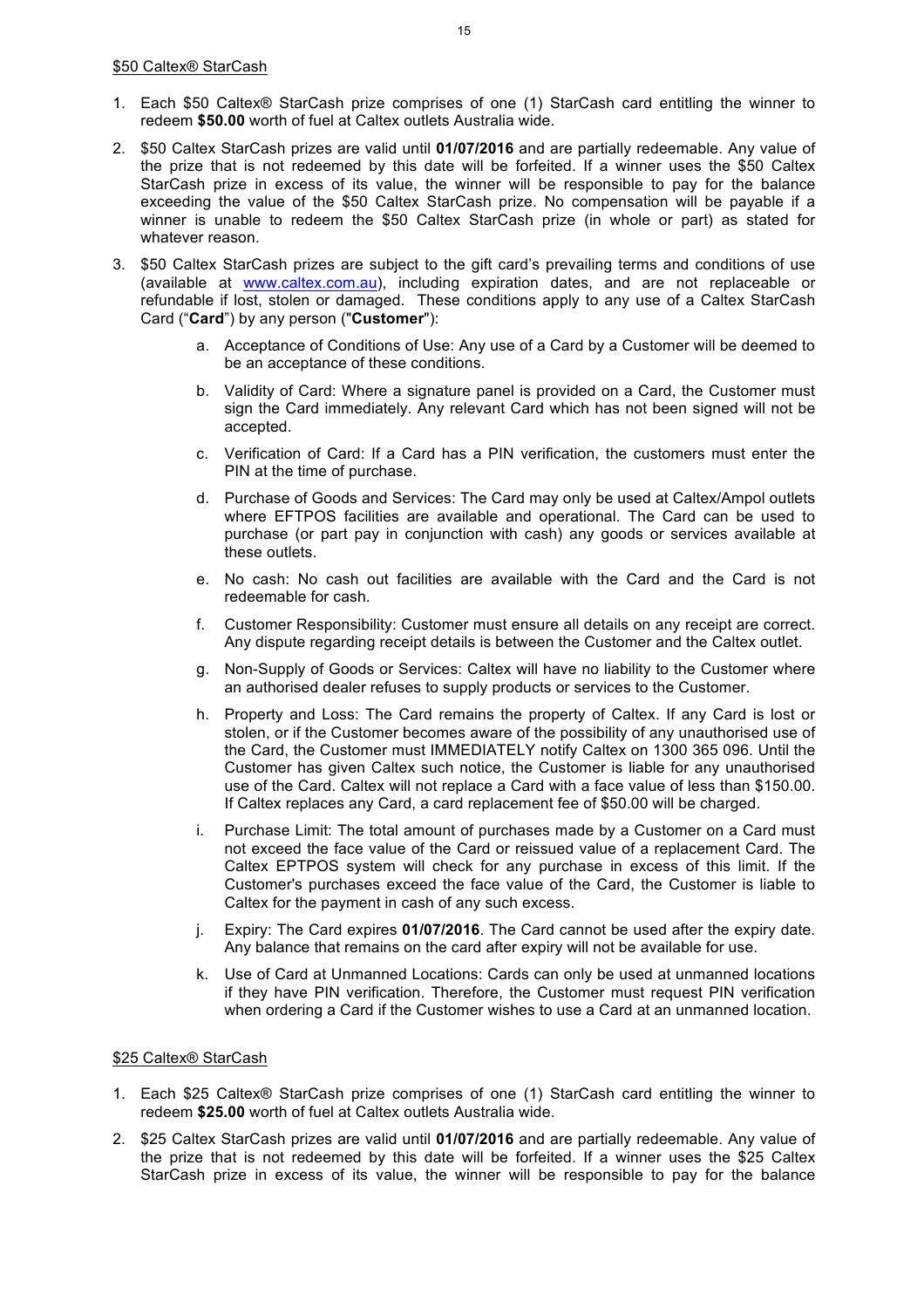$50 Caltex® StarCash

1. Each $50 Caltex® StarCash prize comprises of one (1) StarCash card entitling the winner to redeem **$50.00** worth of fuel at Caltex outlets Australia wide.
2. $50 Caltex StarCash prizes are valid until **01/07/2016** and are partially redeemable. Any value of the prize that is not redeemed by this date will be forfeited. If a winner uses the $50 Caltex StarCash prize in excess of its value, the winner will be responsible to pay for the balance exceeding the value of the $50 Caltex StarCash prize. No compensation will be payable if a winner is unable to redeem the $50 Caltex StarCash prize (in whole or part) as stated for whatever reason.
3. $50 Caltex StarCash prizes are subject to the gift card's prevailing terms and conditions of use (available at www.caltex.com.au), including expiration dates, and are not replaceable or refundable if lost, stolen or damaged. These conditions apply to any use of a Caltex StarCash Card ("**Card**") by any person ("**Customer**"):
    a. Acceptance of Conditions of Use: Any use of a Card by a Customer will be deemed to be an acceptance of these conditions.
    b. Validity of Card: Where a signature panel is provided on a Card, the Customer must sign the Card immediately. Any relevant Card which has not been signed will not be accepted.
    c. Verification of Card: If a Card has a PIN verification, the customers must enter the PIN at the time of purchase.
    d. Purchase of Goods and Services: The Card may only be used at Caltex/Ampol outlets where EFTPOS facilities are available and operational. The Card can be used to purchase (or part pay in conjunction with cash) any goods or services available at these outlets.
    e. No cash: No cash out facilities are available with the Card and the Card is not redeemable for cash.
    f. Customer Responsibility: Customer must ensure all details on any receipt are correct. Any dispute regarding receipt details is between the Customer and the Caltex outlet.
    g. Non-Supply of Goods or Services: Caltex will have no liability to the Customer where an authorised dealer refuses to supply products or services to the Customer.
    h. Property and Loss: The Card remains the property of Caltex. If any Card is lost or stolen, or if the Customer becomes aware of the possibility of any unauthorised use of the Card, the Customer must IMMEDIATELY notify Caltex on 1300 365 096. Until the Customer has given Caltex such notice, the Customer is liable for any unauthorised use of the Card. Caltex will not replace a Card with a face value of less than $150.00. If Caltex replaces any Card, a card replacement fee of $50.00 will be charged.
    i. Purchase Limit: The total amount of purchases made by a Customer on a Card must not exceed the face value of the Card or reissued value of a replacement Card. The Caltex EPTPOS system will check for any purchase in excess of this limit. If the Customer's purchases exceed the face value of the Card, the Customer is liable to Caltex for the payment in cash of any such excess.
    j. Expiry: The Card expires **01/07/2016**. The Card cannot be used after the expiry date. Any balance that remains on the card after expiry will not be available for use.
    k. Use of Card at Unmanned Locations: Cards can only be used at unmanned locations if they have PIN verification. Therefore, the Customer must request PIN verification when ordering a Card if the Customer wishes to use a Card at an unmanned location.

$25 Caltex® StarCash

1. Each $25 Caltex® StarCash prize comprises of one (1) StarCash card entitling the winner to redeem **$25.00** worth of fuel at Caltex outlets Australia wide.
2. $25 Caltex StarCash prizes are valid until **01/07/2016** and are partially redeemable. Any value of the prize that is not redeemed by this date will be forfeited. If a winner uses the $25 Caltex StarCash prize in excess of its value, the winner will be responsible to pay for the balance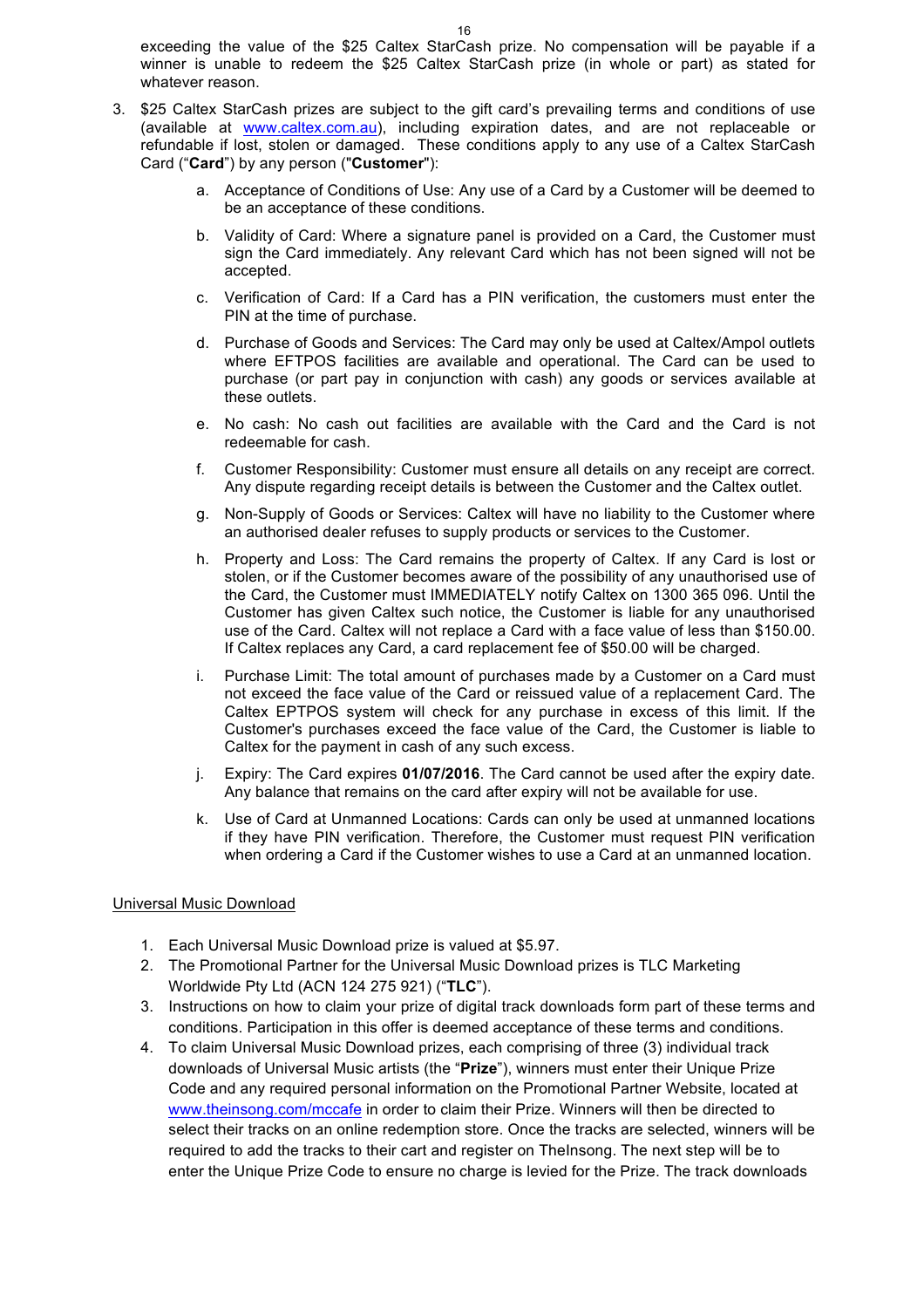exceeding the value of the $25 Caltex StarCash prize. No compensation will be payable if a winner is unable to redeem the $25 Caltex StarCash prize (in whole or part) as stated for whatever reason.

3. $25 Caltex StarCash prizes are subject to the gift card's prevailing terms and conditions of use (available at www.caltex.com.au), including expiration dates, and are not replaceable or refundable if lost, stolen or damaged. These conditions apply to any use of a Caltex StarCash Card ("**Card**") by any person ("**Customer**"):

   a. Acceptance of Conditions of Use: Any use of a Card by a Customer will be deemed to be an acceptance of these conditions.

   b. Validity of Card: Where a signature panel is provided on a Card, the Customer must sign the Card immediately. Any relevant Card which has not been signed will not be accepted.

   c. Verification of Card: If a Card has a PIN verification, the customers must enter the PIN at the time of purchase.

   d. Purchase of Goods and Services: The Card may only be used at Caltex/Ampol outlets where EFTPOS facilities are available and operational. The Card can be used to purchase (or part pay in conjunction with cash) any goods or services available at these outlets.

   e. No cash: No cash out facilities are available with the Card and the Card is not redeemable for cash.

   f. Customer Responsibility: Customer must ensure all details on any receipt are correct. Any dispute regarding receipt details is between the Customer and the Caltex outlet.

   g. Non-Supply of Goods or Services: Caltex will have no liability to the Customer where an authorised dealer refuses to supply products or services to the Customer.

   h. Property and Loss: The Card remains the property of Caltex. If any Card is lost or stolen, or if the Customer becomes aware of the possibility of any unauthorised use of the Card, the Customer must IMMEDIATELY notify Caltex on 1300 365 096. Until the Customer has given Caltex such notice, the Customer is liable for any unauthorised use of the Card. Caltex will not replace a Card with a face value of less than $150.00. If Caltex replaces any Card, a card replacement fee of $50.00 will be charged.

   i. Purchase Limit: The total amount of purchases made by a Customer on a Card must not exceed the face value of the Card or reissued value of a replacement Card. The Caltex EPTPOS system will check for any purchase in excess of this limit. If the Customer's purchases exceed the face value of the Card, the Customer is liable to Caltex for the payment in cash of any such excess.

   j. Expiry: The Card expires **01/07/2016**. The Card cannot be used after the expiry date. Any balance that remains on the card after expiry will not be available for use.

   k. Use of Card at Unmanned Locations: Cards can only be used at unmanned locations if they have PIN verification. Therefore, the Customer must request PIN verification when ordering a Card if the Customer wishes to use a Card at an unmanned location.

<u>Universal Music Download</u>

1. Each Universal Music Download prize is valued at $5.97.
2. The Promotional Partner for the Universal Music Download prizes is TLC Marketing Worldwide Pty Ltd (ACN 124 275 921) ("**TLC**").
3. Instructions on how to claim your prize of digital track downloads form part of these terms and conditions. Participation in this offer is deemed acceptance of these terms and conditions.
4. To claim Universal Music Download prizes, each comprising of three (3) individual track downloads of Universal Music artists (the "**Prize**"), winners must enter their Unique Prize Code and any required personal information on the Promotional Partner Website, located at www.theinsong.com/mccafe in order to claim their Prize. Winners will then be directed to select their tracks on an online redemption store. Once the tracks are selected, winners will be required to add the tracks to their cart and register on TheInsong. The next step will be to enter the Unique Prize Code to ensure no charge is levied for the Prize. The track downloads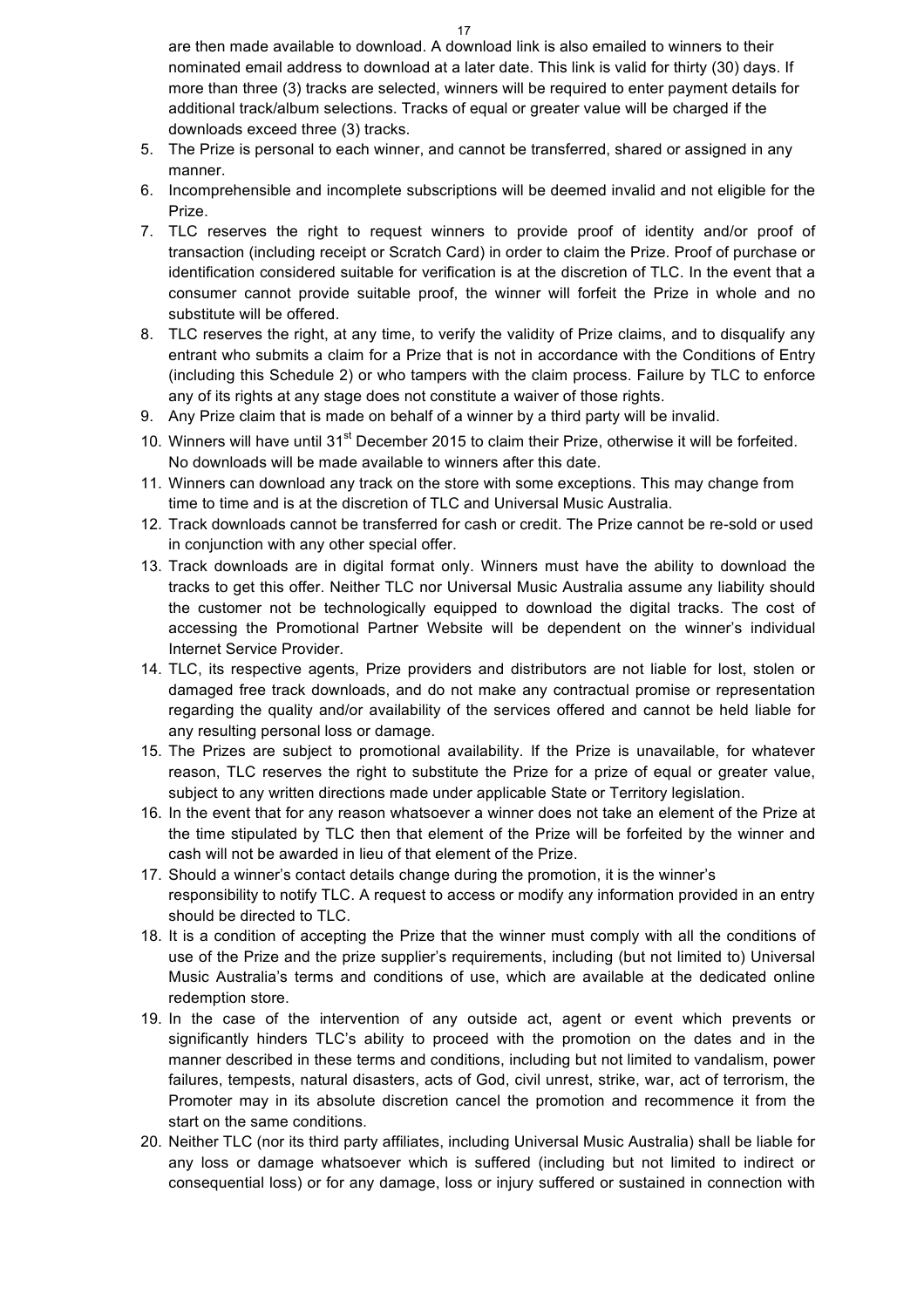are then made available to download. A download link is also emailed to winners to their nominated email address to download at a later date. This link is valid for thirty (30) days. If more than three (3) tracks are selected, winners will be required to enter payment details for additional track/album selections. Tracks of equal or greater value will be charged if the downloads exceed three (3) tracks.

5. The Prize is personal to each winner, and cannot be transferred, shared or assigned in any manner.
6. Incomprehensible and incomplete subscriptions will be deemed invalid and not eligible for the Prize.
7. TLC reserves the right to request winners to provide proof of identity and/or proof of transaction (including receipt or Scratch Card) in order to claim the Prize. Proof of purchase or identification considered suitable for verification is at the discretion of TLC. In the event that a consumer cannot provide suitable proof, the winner will forfeit the Prize in whole and no substitute will be offered.
8. TLC reserves the right, at any time, to verify the validity of Prize claims, and to disqualify any entrant who submits a claim for a Prize that is not in accordance with the Conditions of Entry (including this Schedule 2) or who tampers with the claim process. Failure by TLC to enforce any of its rights at any stage does not constitute a waiver of those rights.
9. Any Prize claim that is made on behalf of a winner by a third party will be invalid.
10. Winners will have until 31st December 2015 to claim their Prize, otherwise it will be forfeited. No downloads will be made available to winners after this date.
11. Winners can download any track on the store with some exceptions. This may change from time to time and is at the discretion of TLC and Universal Music Australia.
12. Track downloads cannot be transferred for cash or credit. The Prize cannot be re-sold or used in conjunction with any other special offer.
13. Track downloads are in digital format only. Winners must have the ability to download the tracks to get this offer. Neither TLC nor Universal Music Australia assume any liability should the customer not be technologically equipped to download the digital tracks. The cost of accessing the Promotional Partner Website will be dependent on the winner's individual Internet Service Provider.
14. TLC, its respective agents, Prize providers and distributors are not liable for lost, stolen or damaged free track downloads, and do not make any contractual promise or representation regarding the quality and/or availability of the services offered and cannot be held liable for any resulting personal loss or damage.
15. The Prizes are subject to promotional availability. If the Prize is unavailable, for whatever reason, TLC reserves the right to substitute the Prize for a prize of equal or greater value, subject to any written directions made under applicable State or Territory legislation.
16. In the event that for any reason whatsoever a winner does not take an element of the Prize at the time stipulated by TLC then that element of the Prize will be forfeited by the winner and cash will not be awarded in lieu of that element of the Prize.
17. Should a winner's contact details change during the promotion, it is the winner's responsibility to notify TLC. A request to access or modify any information provided in an entry should be directed to TLC.
18. It is a condition of accepting the Prize that the winner must comply with all the conditions of use of the Prize and the prize supplier's requirements, including (but not limited to) Universal Music Australia's terms and conditions of use, which are available at the dedicated online redemption store.
19. In the case of the intervention of any outside act, agent or event which prevents or significantly hinders TLC's ability to proceed with the promotion on the dates and in the manner described in these terms and conditions, including but not limited to vandalism, power failures, tempests, natural disasters, acts of God, civil unrest, strike, war, act of terrorism, the Promoter may in its absolute discretion cancel the promotion and recommence it from the start on the same conditions.
20. Neither TLC (nor its third party affiliates, including Universal Music Australia) shall be liable for any loss or damage whatsoever which is suffered (including but not limited to indirect or consequential loss) or for any damage, loss or injury suffered or sustained in connection with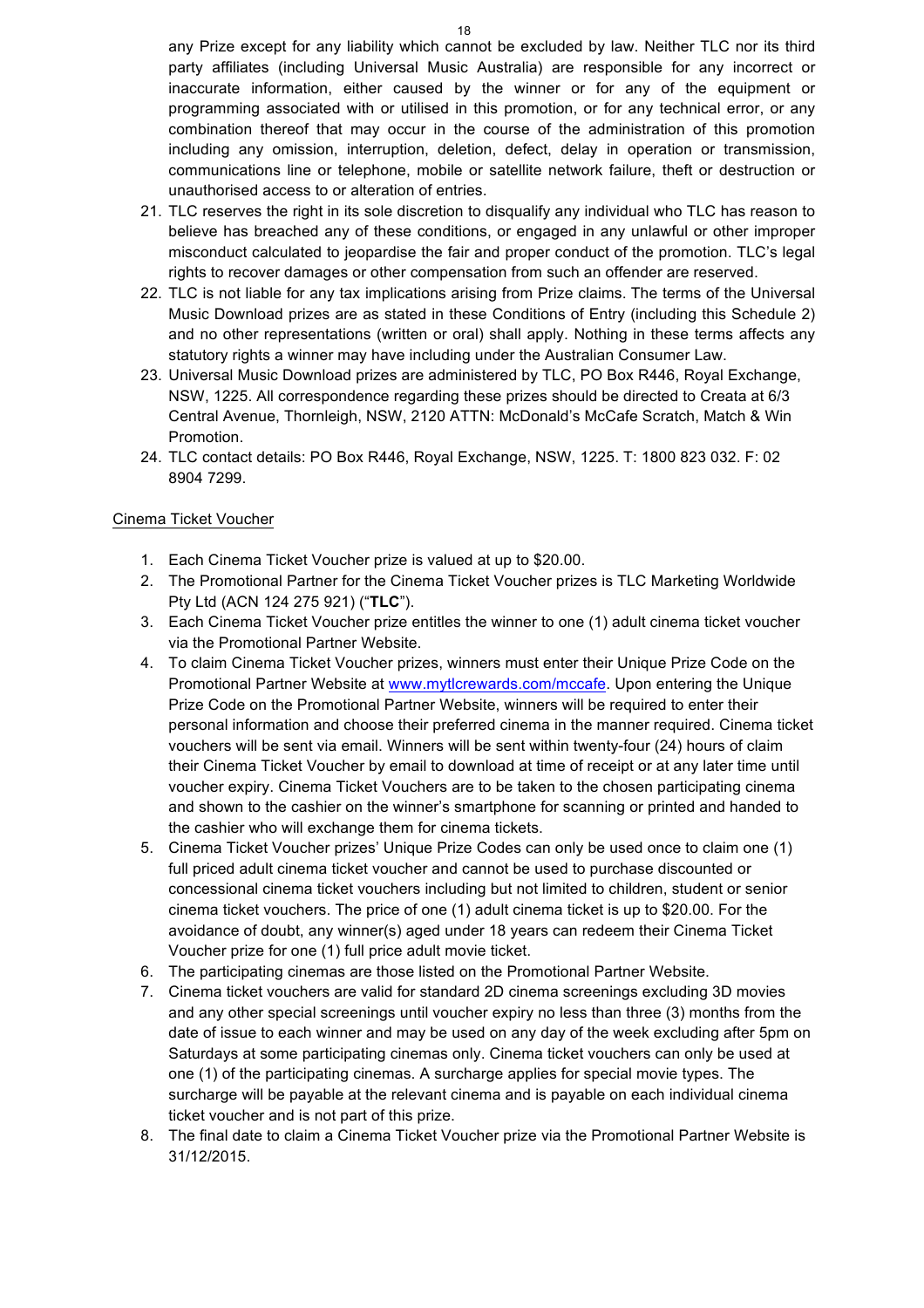any Prize except for any liability which cannot be excluded by law. Neither TLC nor its third party affiliates (including Universal Music Australia) are responsible for any incorrect or inaccurate information, either caused by the winner or for any of the equipment or programming associated with or utilised in this promotion, or for any technical error, or any combination thereof that may occur in the course of the administration of this promotion including any omission, interruption, deletion, defect, delay in operation or transmission, communications line or telephone, mobile or satellite network failure, theft or destruction or unauthorised access to or alteration of entries.

21. TLC reserves the right in its sole discretion to disqualify any individual who TLC has reason to believe has breached any of these conditions, or engaged in any unlawful or other improper misconduct calculated to jeopardise the fair and proper conduct of the promotion. TLC's legal rights to recover damages or other compensation from such an offender are reserved.
22. TLC is not liable for any tax implications arising from Prize claims. The terms of the Universal Music Download prizes are as stated in these Conditions of Entry (including this Schedule 2) and no other representations (written or oral) shall apply. Nothing in these terms affects any statutory rights a winner may have including under the Australian Consumer Law.
23. Universal Music Download prizes are administered by TLC, PO Box R446, Royal Exchange, NSW, 1225. All correspondence regarding these prizes should be directed to Creata at 6/3 Central Avenue, Thornleigh, NSW, 2120 ATTN: McDonald's McCafe Scratch, Match & Win Promotion.
24. TLC contact details: PO Box R446, Royal Exchange, NSW, 1225. T: 1800 823 032. F: 02 8904 7299.

Cinema Ticket Voucher

1. Each Cinema Ticket Voucher prize is valued at up to $20.00.
2. The Promotional Partner for the Cinema Ticket Voucher prizes is TLC Marketing Worldwide Pty Ltd (ACN 124 275 921) ("**TLC**").
3. Each Cinema Ticket Voucher prize entitles the winner to one (1) adult cinema ticket voucher via the Promotional Partner Website.
4. To claim Cinema Ticket Voucher prizes, winners must enter their Unique Prize Code on the Promotional Partner Website at www.mytlcrewards.com/mccafe. Upon entering the Unique Prize Code on the Promotional Partner Website, winners will be required to enter their personal information and choose their preferred cinema in the manner required. Cinema ticket vouchers will be sent via email. Winners will be sent within twenty-four (24) hours of claim their Cinema Ticket Voucher by email to download at time of receipt or at any later time until voucher expiry. Cinema Ticket Vouchers are to be taken to the chosen participating cinema and shown to the cashier on the winner's smartphone for scanning or printed and handed to the cashier who will exchange them for cinema tickets.
5. Cinema Ticket Voucher prizes' Unique Prize Codes can only be used once to claim one (1) full priced adult cinema ticket voucher and cannot be used to purchase discounted or concessional cinema ticket vouchers including but not limited to children, student or senior cinema ticket vouchers. The price of one (1) adult cinema ticket is up to $20.00. For the avoidance of doubt, any winner(s) aged under 18 years can redeem their Cinema Ticket Voucher prize for one (1) full price adult movie ticket.
6. The participating cinemas are those listed on the Promotional Partner Website.
7. Cinema ticket vouchers are valid for standard 2D cinema screenings excluding 3D movies and any other special screenings until voucher expiry no less than three (3) months from the date of issue to each winner and may be used on any day of the week excluding after 5pm on Saturdays at some participating cinemas only. Cinema ticket vouchers can only be used at one (1) of the participating cinemas. A surcharge applies for special movie types. The surcharge will be payable at the relevant cinema and is payable on each individual cinema ticket voucher and is not part of this prize.
8. The final date to claim a Cinema Ticket Voucher prize via the Promotional Partner Website is 31/12/2015.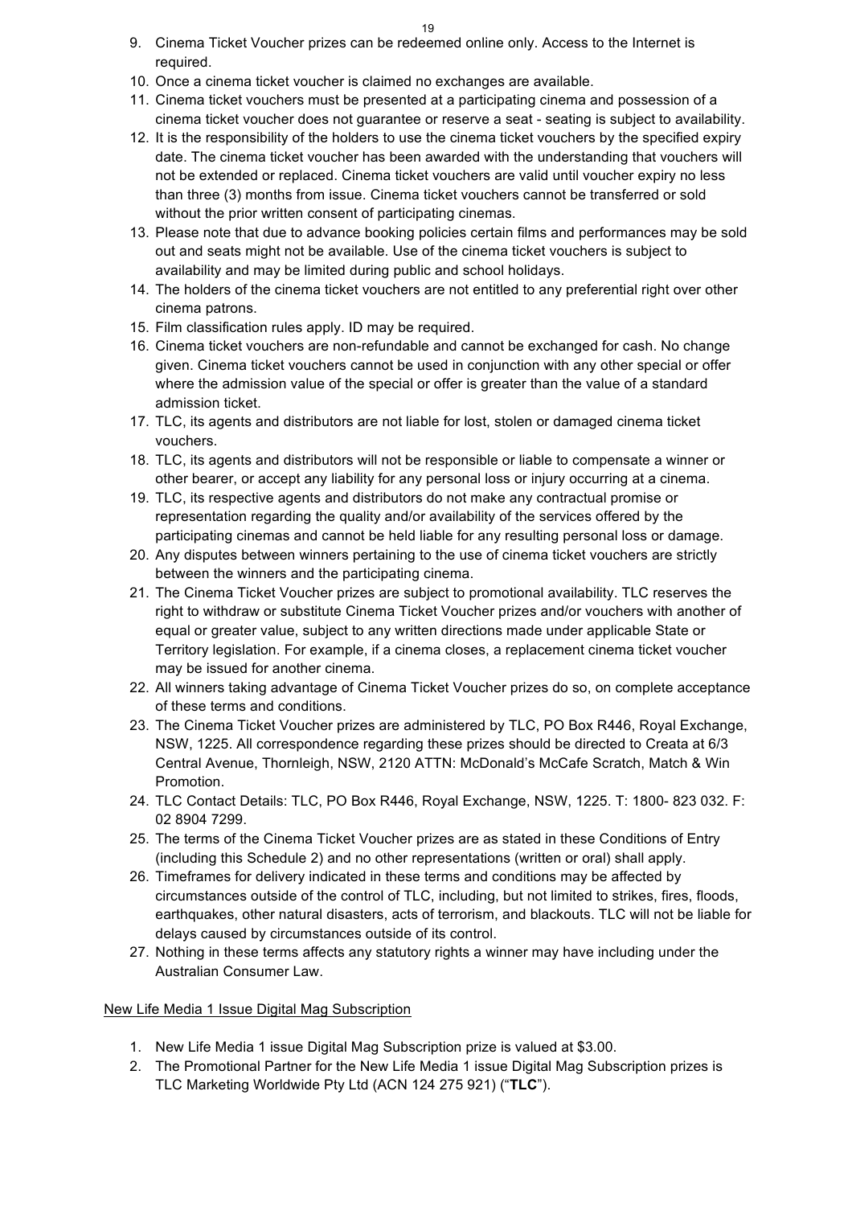9. Cinema Ticket Voucher prizes can be redeemed online only. Access to the Internet is required.
10. Once a cinema ticket voucher is claimed no exchanges are available.
11. Cinema ticket vouchers must be presented at a participating cinema and possession of a cinema ticket voucher does not guarantee or reserve a seat - seating is subject to availability.
12. It is the responsibility of the holders to use the cinema ticket vouchers by the specified expiry date. The cinema ticket voucher has been awarded with the understanding that vouchers will not be extended or replaced. Cinema ticket vouchers are valid until voucher expiry no less than three (3) months from issue. Cinema ticket vouchers cannot be transferred or sold without the prior written consent of participating cinemas.
13. Please note that due to advance booking policies certain films and performances may be sold out and seats might not be available. Use of the cinema ticket vouchers is subject to availability and may be limited during public and school holidays.
14. The holders of the cinema ticket vouchers are not entitled to any preferential right over other cinema patrons.
15. Film classification rules apply. ID may be required.
16. Cinema ticket vouchers are non-refundable and cannot be exchanged for cash. No change given. Cinema ticket vouchers cannot be used in conjunction with any other special or offer where the admission value of the special or offer is greater than the value of a standard admission ticket.
17. TLC, its agents and distributors are not liable for lost, stolen or damaged cinema ticket vouchers.
18. TLC, its agents and distributors will not be responsible or liable to compensate a winner or other bearer, or accept any liability for any personal loss or injury occurring at a cinema.
19. TLC, its respective agents and distributors do not make any contractual promise or representation regarding the quality and/or availability of the services offered by the participating cinemas and cannot be held liable for any resulting personal loss or damage.
20. Any disputes between winners pertaining to the use of cinema ticket vouchers are strictly between the winners and the participating cinema.
21. The Cinema Ticket Voucher prizes are subject to promotional availability. TLC reserves the right to withdraw or substitute Cinema Ticket Voucher prizes and/or vouchers with another of equal or greater value, subject to any written directions made under applicable State or Territory legislation. For example, if a cinema closes, a replacement cinema ticket voucher may be issued for another cinema.
22. All winners taking advantage of Cinema Ticket Voucher prizes do so, on complete acceptance of these terms and conditions.
23. The Cinema Ticket Voucher prizes are administered by TLC, PO Box R446, Royal Exchange, NSW, 1225. All correspondence regarding these prizes should be directed to Creata at 6/3 Central Avenue, Thornleigh, NSW, 2120 ATTN: McDonald's McCafe Scratch, Match & Win Promotion.
24. TLC Contact Details: TLC, PO Box R446, Royal Exchange, NSW, 1225. T: 1800- 823 032. F: 02 8904 7299.
25. The terms of the Cinema Ticket Voucher prizes are as stated in these Conditions of Entry (including this Schedule 2) and no other representations (written or oral) shall apply.
26. Timeframes for delivery indicated in these terms and conditions may be affected by circumstances outside of the control of TLC, including, but not limited to strikes, fires, floods, earthquakes, other natural disasters, acts of terrorism, and blackouts. TLC will not be liable for delays caused by circumstances outside of its control.
27. Nothing in these terms affects any statutory rights a winner may have including under the Australian Consumer Law.

<u>New Life Media 1 Issue Digital Mag Subscription</u>

1. New Life Media 1 issue Digital Mag Subscription prize is valued at $3.00.
2. The Promotional Partner for the New Life Media 1 issue Digital Mag Subscription prizes is TLC Marketing Worldwide Pty Ltd (ACN 124 275 921) ("**TLC**").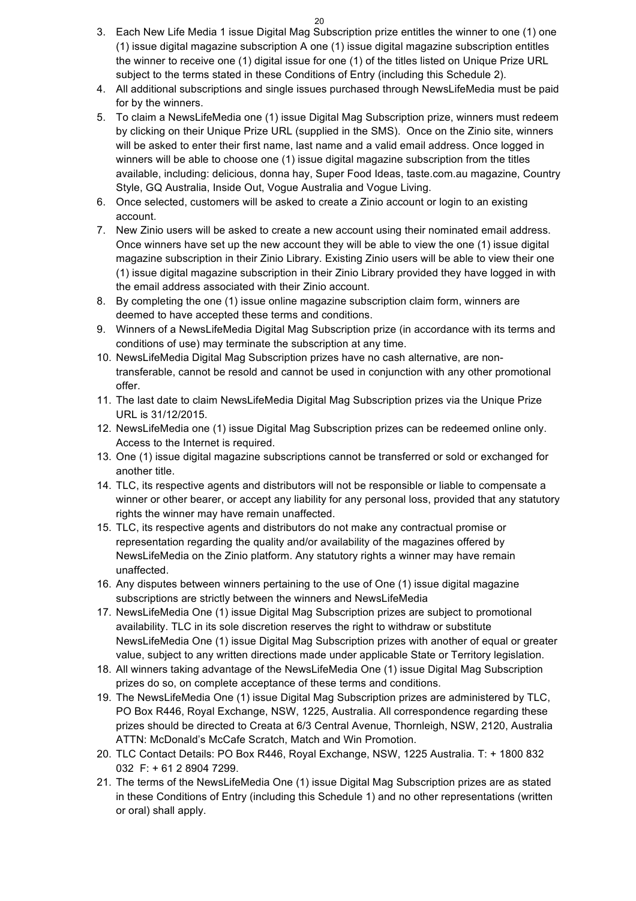3. Each New Life Media 1 issue Digital Mag Subscription prize entitles the winner to one (1) one (1) issue digital magazine subscription A one (1) issue digital magazine subscription entitles the winner to receive one (1) digital issue for one (1) of the titles listed on Unique Prize URL subject to the terms stated in these Conditions of Entry (including this Schedule 2).
4. All additional subscriptions and single issues purchased through NewsLifeMedia must be paid for by the winners.
5. To claim a NewsLifeMedia one (1) issue Digital Mag Subscription prize, winners must redeem by clicking on their Unique Prize URL (supplied in the SMS). Once on the Zinio site, winners will be asked to enter their first name, last name and a valid email address. Once logged in winners will be able to choose one (1) issue digital magazine subscription from the titles available, including: delicious, donna hay, Super Food Ideas, taste.com.au magazine, Country Style, GQ Australia, Inside Out, Vogue Australia and Vogue Living.
6. Once selected, customers will be asked to create a Zinio account or login to an existing account.
7. New Zinio users will be asked to create a new account using their nominated email address. Once winners have set up the new account they will be able to view the one (1) issue digital magazine subscription in their Zinio Library. Existing Zinio users will be able to view their one (1) issue digital magazine subscription in their Zinio Library provided they have logged in with the email address associated with their Zinio account.
8. By completing the one (1) issue online magazine subscription claim form, winners are deemed to have accepted these terms and conditions.
9. Winners of a NewsLifeMedia Digital Mag Subscription prize (in accordance with its terms and conditions of use) may terminate the subscription at any time.
10. NewsLifeMedia Digital Mag Subscription prizes have no cash alternative, are non-transferable, cannot be resold and cannot be used in conjunction with any other promotional offer.
11. The last date to claim NewsLifeMedia Digital Mag Subscription prizes via the Unique Prize URL is 31/12/2015.
12. NewsLifeMedia one (1) issue Digital Mag Subscription prizes can be redeemed online only. Access to the Internet is required.
13. One (1) issue digital magazine subscriptions cannot be transferred or sold or exchanged for another title.
14. TLC, its respective agents and distributors will not be responsible or liable to compensate a winner or other bearer, or accept any liability for any personal loss, provided that any statutory rights the winner may have remain unaffected.
15. TLC, its respective agents and distributors do not make any contractual promise or representation regarding the quality and/or availability of the magazines offered by NewsLifeMedia on the Zinio platform. Any statutory rights a winner may have remain unaffected.
16. Any disputes between winners pertaining to the use of One (1) issue digital magazine subscriptions are strictly between the winners and NewsLifeMedia
17. NewsLifeMedia One (1) issue Digital Mag Subscription prizes are subject to promotional availability. TLC in its sole discretion reserves the right to withdraw or substitute NewsLifeMedia One (1) issue Digital Mag Subscription prizes with another of equal or greater value, subject to any written directions made under applicable State or Territory legislation.
18. All winners taking advantage of the NewsLifeMedia One (1) issue Digital Mag Subscription prizes do so, on complete acceptance of these terms and conditions.
19. The NewsLifeMedia One (1) issue Digital Mag Subscription prizes are administered by TLC, PO Box R446, Royal Exchange, NSW, 1225, Australia. All correspondence regarding these prizes should be directed to Creata at 6/3 Central Avenue, Thornleigh, NSW, 2120, Australia ATTN: McDonald's McCafe Scratch, Match and Win Promotion.
20. TLC Contact Details: PO Box R446, Royal Exchange, NSW, 1225 Australia. T: + 1800 832 032 F: + 61 2 8904 7299.
21. The terms of the NewsLifeMedia One (1) issue Digital Mag Subscription prizes are as stated in these Conditions of Entry (including this Schedule 1) and no other representations (written or oral) shall apply.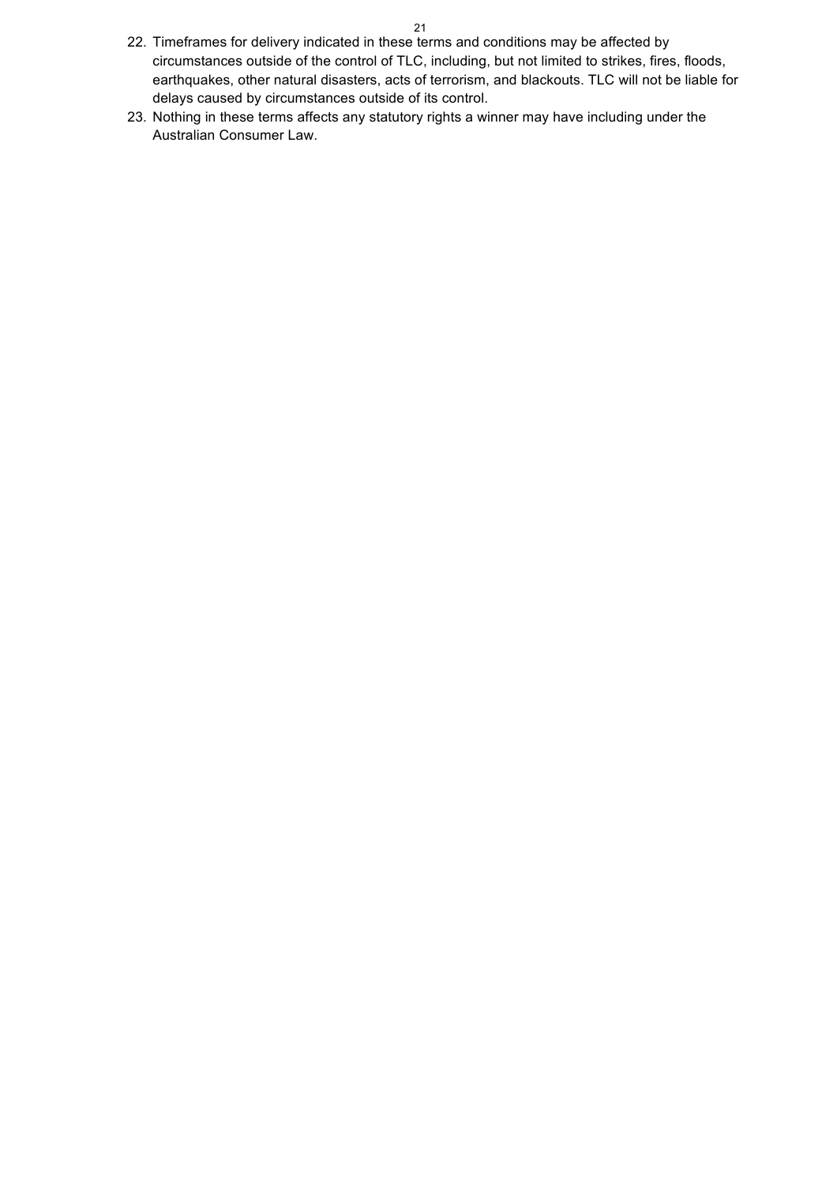22. Timeframes for delivery indicated in these terms and conditions may be affected by circumstances outside of the control of TLC, including, but not limited to strikes, fires, floods, earthquakes, other natural disasters, acts of terrorism, and blackouts. TLC will not be liable for delays caused by circumstances outside of its control.
23. Nothing in these terms affects any statutory rights a winner may have including under the Australian Consumer Law.